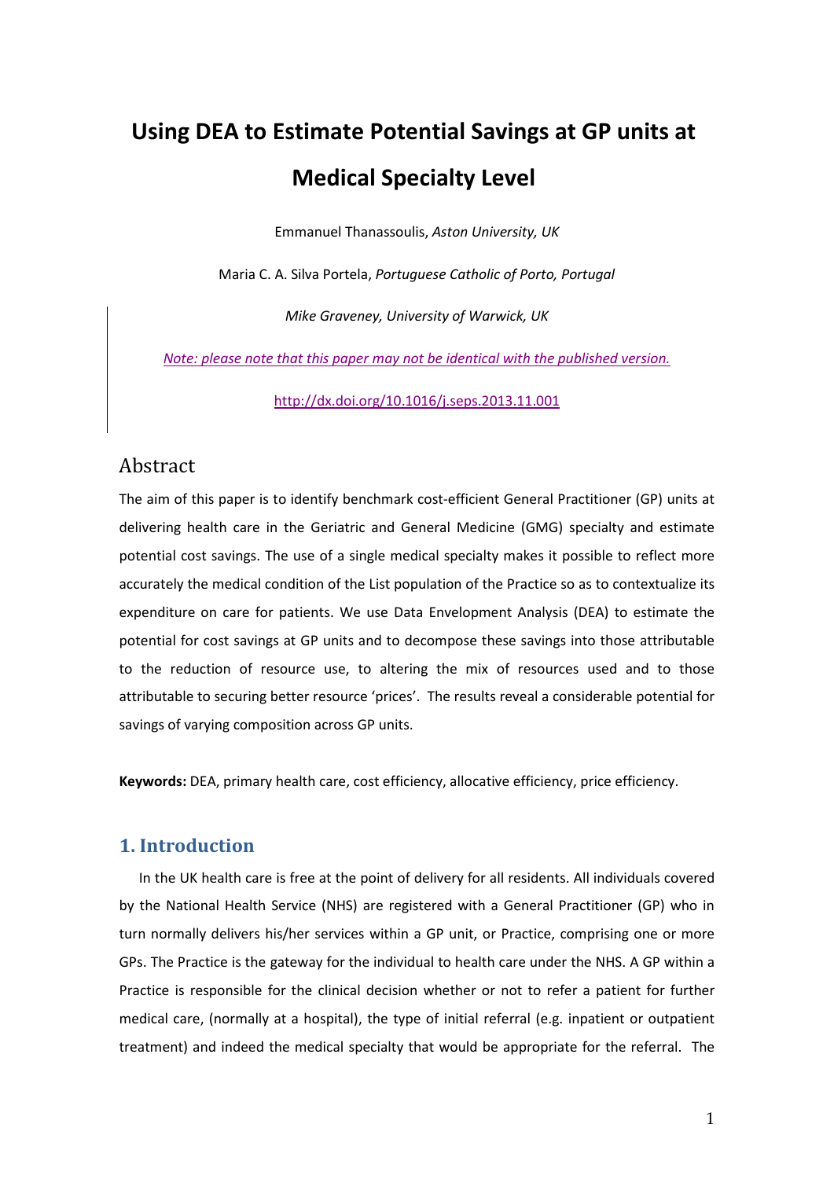# Using DEA to Estimate Potential Savings at GP units at Medical Specialty Level

Emmanuel Thanassoulis, *Aston University, UK*

Maria C. A. Silva Portela, *Portuguese Catholic of Porto, Portugal*

*Mike Graveney, University of Warwick, UK*

*Note: please note that this paper may not be identical with the published version.*

http://dx.doi.org/10.1016/j.seps.2013.11.001

## Abstract

The aim of this paper is to identify benchmark cost-efficient General Practitioner (GP) units at delivering health care in the Geriatric and General Medicine (GMG) specialty and estimate potential cost savings. The use of a single medical specialty makes it possible to reflect more accurately the medical condition of the List population of the Practice so as to contextualize its expenditure on care for patients. We use Data Envelopment Analysis (DEA) to estimate the potential for cost savings at GP units and to decompose these savings into those attributable to the reduction of resource use, to altering the mix of resources used and to those attributable to securing better resource 'prices'. The results reveal a considerable potential for savings of varying composition across GP units.

**Keywords:** DEA, primary health care, cost efficiency, allocative efficiency, price efficiency.

## 1. Introduction

In the UK health care is free at the point of delivery for all residents. All individuals covered by the National Health Service (NHS) are registered with a General Practitioner (GP) who in turn normally delivers his/her services within a GP unit, or Practice, comprising one or more GPs. The Practice is the gateway for the individual to health care under the NHS. A GP within a Practice is responsible for the clinical decision whether or not to refer a patient for further medical care, (normally at a hospital), the type of initial referral (e.g. inpatient or outpatient treatment) and indeed the medical specialty that would be appropriate for the referral. The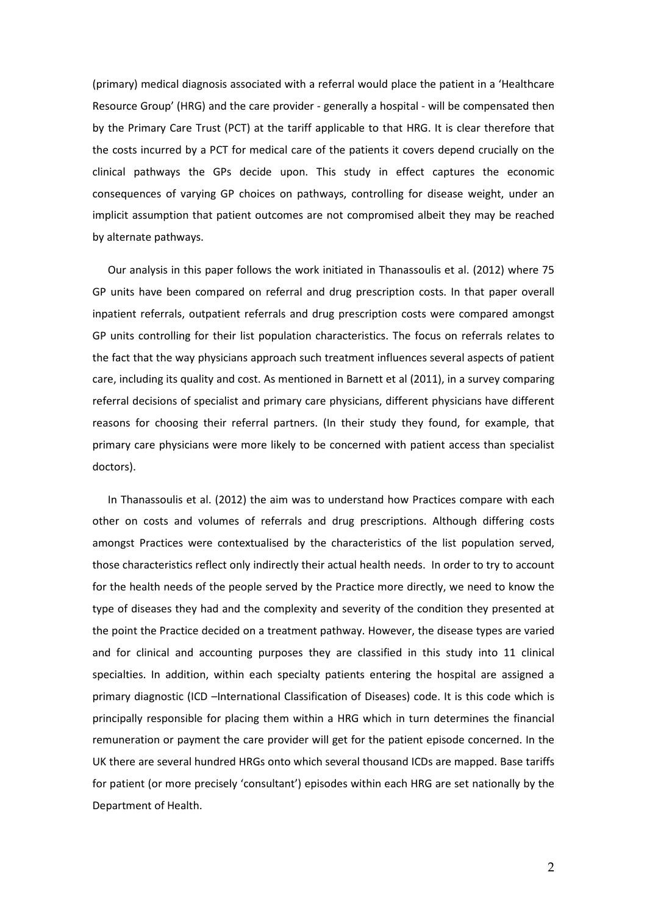(primary) medical diagnosis associated with a referral would place the patient in a 'Healthcare Resource Group' (HRG) and the care provider - generally a hospital - will be compensated then by the Primary Care Trust (PCT) at the tariff applicable to that HRG. It is clear therefore that the costs incurred by a PCT for medical care of the patients it covers depend crucially on the clinical pathways the GPs decide upon. This study in effect captures the economic consequences of varying GP choices on pathways, controlling for disease weight, under an implicit assumption that patient outcomes are not compromised albeit they may be reached by alternate pathways.

Our analysis in this paper follows the work initiated in Thanassoulis et al. (2012) where 75 GP units have been compared on referral and drug prescription costs. In that paper overall inpatient referrals, outpatient referrals and drug prescription costs were compared amongst GP units controlling for their list population characteristics. The focus on referrals relates to the fact that the way physicians approach such treatment influences several aspects of patient care, including its quality and cost. As mentioned in Barnett et al (2011), in a survey comparing referral decisions of specialist and primary care physicians, different physicians have different reasons for choosing their referral partners. (In their study they found, for example, that primary care physicians were more likely to be concerned with patient access than specialist doctors).

In Thanassoulis et al. (2012) the aim was to understand how Practices compare with each other on costs and volumes of referrals and drug prescriptions. Although differing costs amongst Practices were contextualised by the characteristics of the list population served, those characteristics reflect only indirectly their actual health needs. In order to try to account for the health needs of the people served by the Practice more directly, we need to know the type of diseases they had and the complexity and severity of the condition they presented at the point the Practice decided on a treatment pathway. However, the disease types are varied and for clinical and accounting purposes they are classified in this study into 11 clinical specialties. In addition, within each specialty patients entering the hospital are assigned a primary diagnostic (ICD –International Classification of Diseases) code. It is this code which is principally responsible for placing them within a HRG which in turn determines the financial remuneration or payment the care provider will get for the patient episode concerned. In the UK there are several hundred HRGs onto which several thousand ICDs are mapped. Base tariffs for patient (or more precisely 'consultant') episodes within each HRG are set nationally by the Department of Health.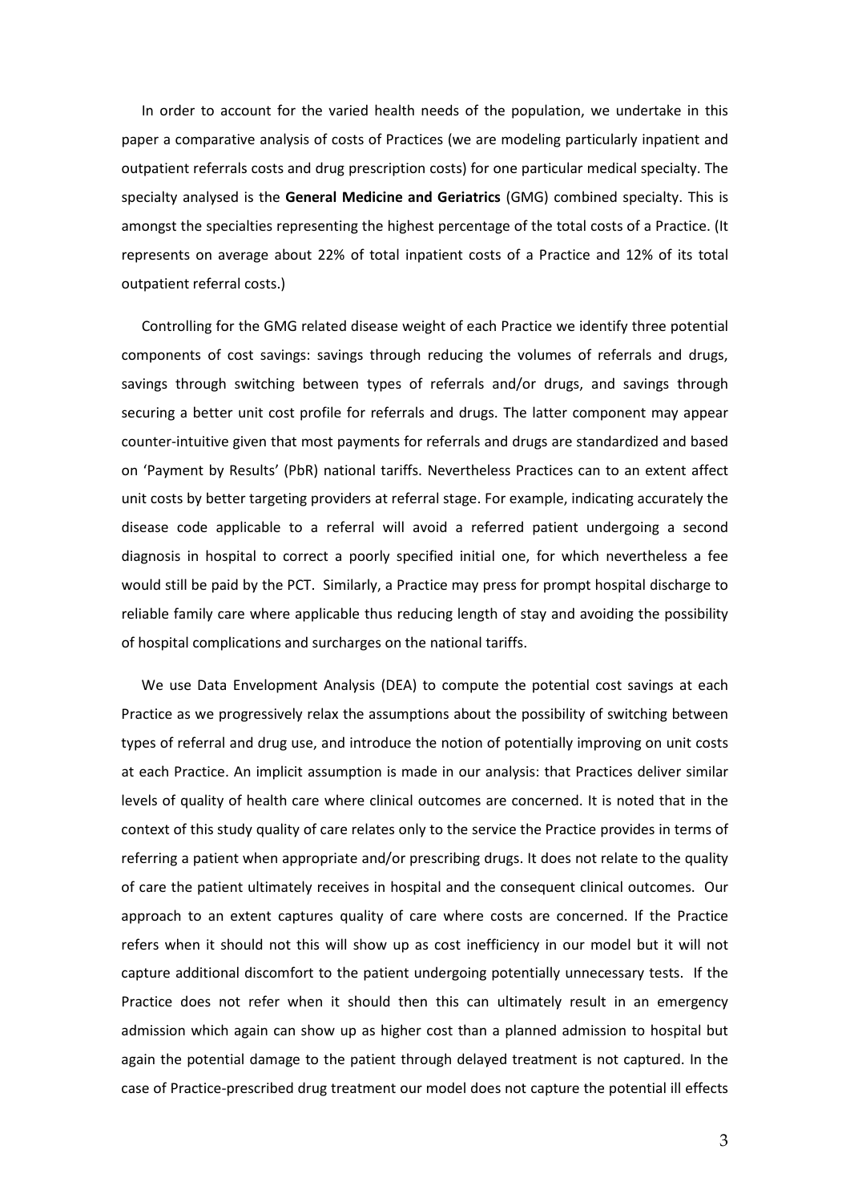In order to account for the varied health needs of the population, we undertake in this paper a comparative analysis of costs of Practices (we are modeling particularly inpatient and outpatient referrals costs and drug prescription costs) for one particular medical specialty. The specialty analysed is the **General Medicine and Geriatrics** (GMG) combined specialty. This is amongst the specialties representing the highest percentage of the total costs of a Practice. (It represents on average about 22% of total inpatient costs of a Practice and 12% of its total outpatient referral costs.)

Controlling for the GMG related disease weight of each Practice we identify three potential components of cost savings: savings through reducing the volumes of referrals and drugs, savings through switching between types of referrals and/or drugs, and savings through securing a better unit cost profile for referrals and drugs. The latter component may appear counter-intuitive given that most payments for referrals and drugs are standardized and based on 'Payment by Results' (PbR) national tariffs. Nevertheless Practices can to an extent affect unit costs by better targeting providers at referral stage. For example, indicating accurately the disease code applicable to a referral will avoid a referred patient undergoing a second diagnosis in hospital to correct a poorly specified initial one, for which nevertheless a fee would still be paid by the PCT. Similarly, a Practice may press for prompt hospital discharge to reliable family care where applicable thus reducing length of stay and avoiding the possibility of hospital complications and surcharges on the national tariffs.

We use Data Envelopment Analysis (DEA) to compute the potential cost savings at each Practice as we progressively relax the assumptions about the possibility of switching between types of referral and drug use, and introduce the notion of potentially improving on unit costs at each Practice. An implicit assumption is made in our analysis: that Practices deliver similar levels of quality of health care where clinical outcomes are concerned. It is noted that in the context of this study quality of care relates only to the service the Practice provides in terms of referring a patient when appropriate and/or prescribing drugs. It does not relate to the quality of care the patient ultimately receives in hospital and the consequent clinical outcomes. Our approach to an extent captures quality of care where costs are concerned. If the Practice refers when it should not this will show up as cost inefficiency in our model but it will not capture additional discomfort to the patient undergoing potentially unnecessary tests. If the Practice does not refer when it should then this can ultimately result in an emergency admission which again can show up as higher cost than a planned admission to hospital but again the potential damage to the patient through delayed treatment is not captured. In the case of Practice-prescribed drug treatment our model does not capture the potential ill effects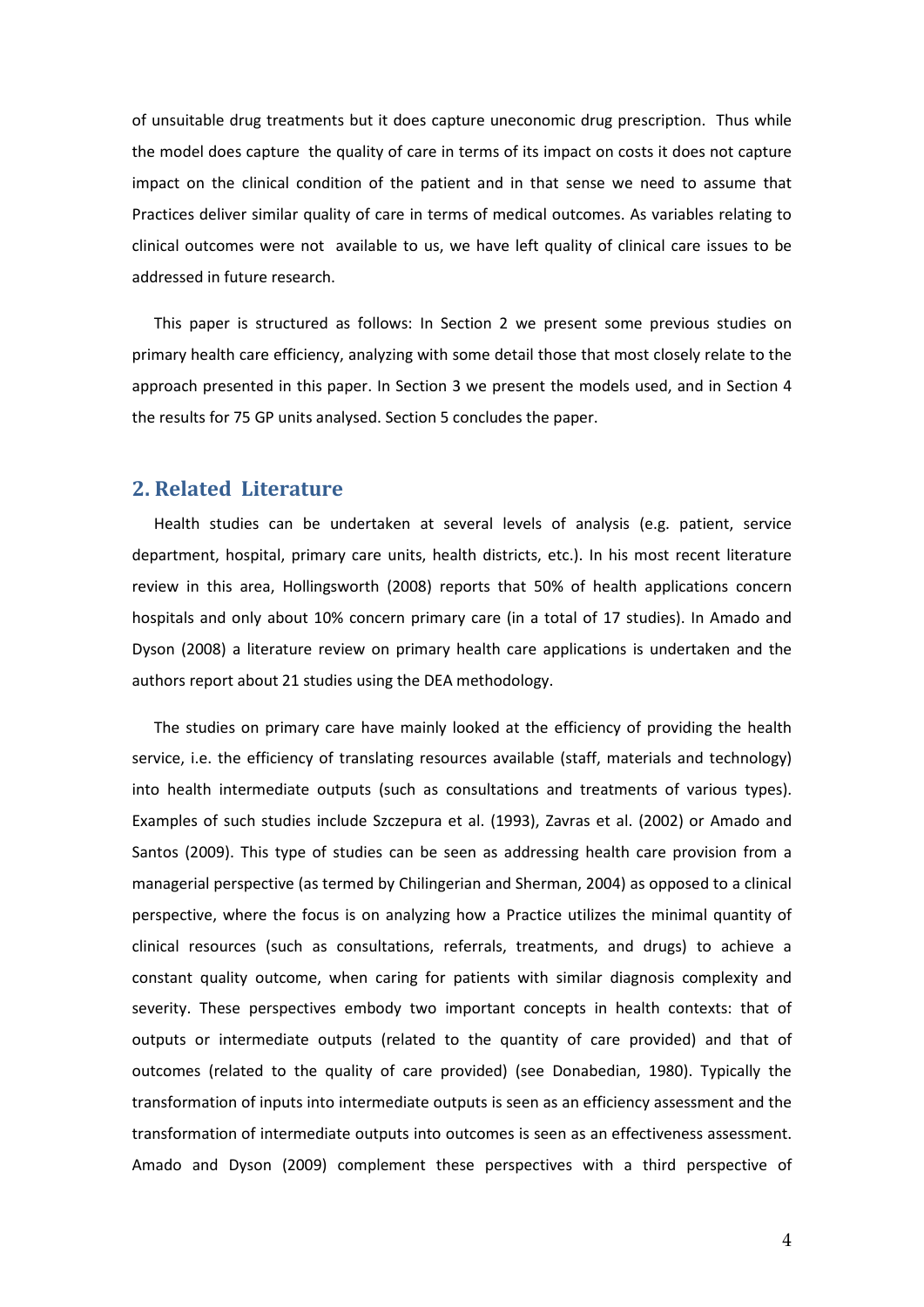of unsuitable drug treatments but it does capture uneconomic drug prescription. Thus while the model does capture the quality of care in terms of its impact on costs it does not capture impact on the clinical condition of the patient and in that sense we need to assume that Practices deliver similar quality of care in terms of medical outcomes. As variables relating to clinical outcomes were not available to us, we have left quality of clinical care issues to be addressed in future research.

This paper is structured as follows: In Section 2 we present some previous studies on primary health care efficiency, analyzing with some detail those that most closely relate to the approach presented in this paper. In Section 3 we present the models used, and in Section 4 the results for 75 GP units analysed. Section 5 concludes the paper.

## 2. Related Literature

Health studies can be undertaken at several levels of analysis (e.g. patient, service department, hospital, primary care units, health districts, etc.). In his most recent literature review in this area, Hollingsworth (2008) reports that 50% of health applications concern hospitals and only about 10% concern primary care (in a total of 17 studies). In Amado and Dyson (2008) a literature review on primary health care applications is undertaken and the authors report about 21 studies using the DEA methodology.

The studies on primary care have mainly looked at the efficiency of providing the health service, i.e. the efficiency of translating resources available (staff, materials and technology) into health intermediate outputs (such as consultations and treatments of various types). Examples of such studies include Szczepura et al. (1993), Zavras et al. (2002) or Amado and Santos (2009). This type of studies can be seen as addressing health care provision from a managerial perspective (as termed by Chilingerian and Sherman, 2004) as opposed to a clinical perspective, where the focus is on analyzing how a Practice utilizes the minimal quantity of clinical resources (such as consultations, referrals, treatments, and drugs) to achieve a constant quality outcome, when caring for patients with similar diagnosis complexity and severity. These perspectives embody two important concepts in health contexts: that of outputs or intermediate outputs (related to the quantity of care provided) and that of outcomes (related to the quality of care provided) (see Donabedian, 1980). Typically the transformation of inputs into intermediate outputs is seen as an efficiency assessment and the transformation of intermediate outputs into outcomes is seen as an effectiveness assessment. Amado and Dyson (2009) complement these perspectives with a third perspective of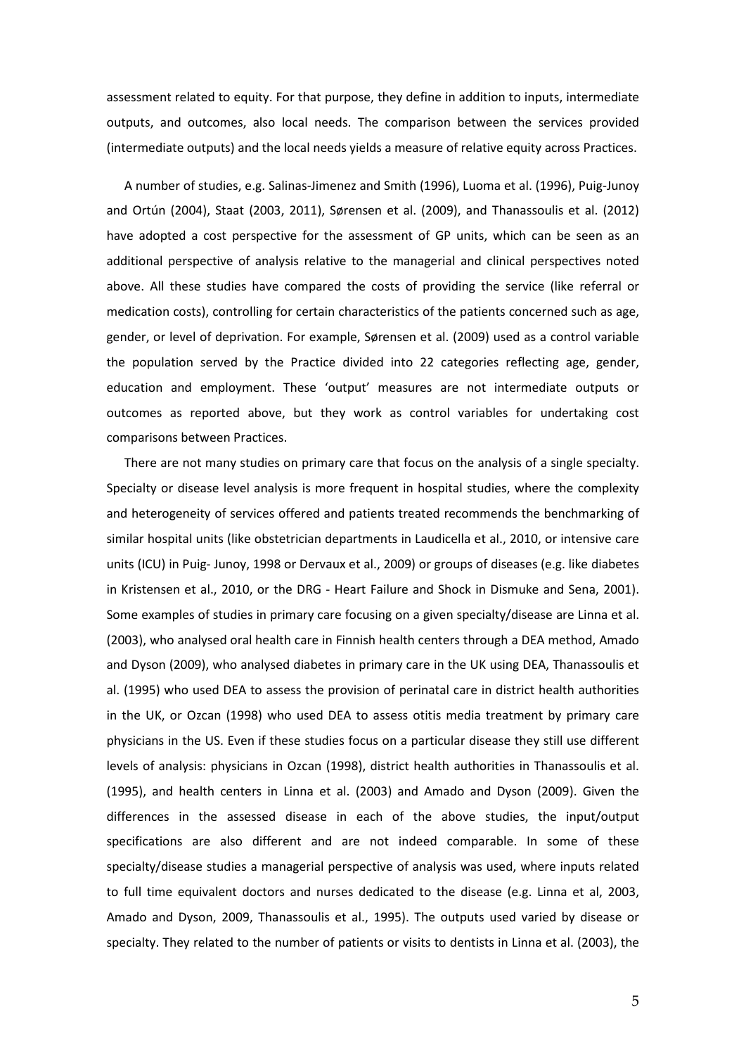assessment related to equity. For that purpose, they define in addition to inputs, intermediate outputs, and outcomes, also local needs. The comparison between the services provided (intermediate outputs) and the local needs yields a measure of relative equity across Practices.

A number of studies, e.g. Salinas-Jimenez and Smith (1996), Luoma et al. (1996), Puig-Junoy and Ortún (2004), Staat (2003, 2011), Sørensen et al. (2009), and Thanassoulis et al. (2012) have adopted a cost perspective for the assessment of GP units, which can be seen as an additional perspective of analysis relative to the managerial and clinical perspectives noted above. All these studies have compared the costs of providing the service (like referral or medication costs), controlling for certain characteristics of the patients concerned such as age, gender, or level of deprivation. For example, Sørensen et al. (2009) used as a control variable the population served by the Practice divided into 22 categories reflecting age, gender, education and employment. These 'output' measures are not intermediate outputs or outcomes as reported above, but they work as control variables for undertaking cost comparisons between Practices.

There are not many studies on primary care that focus on the analysis of a single specialty. Specialty or disease level analysis is more frequent in hospital studies, where the complexity and heterogeneity of services offered and patients treated recommends the benchmarking of similar hospital units (like obstetrician departments in Laudicella et al., 2010, or intensive care units (ICU) in Puig- Junoy, 1998 or Dervaux et al., 2009) or groups of diseases (e.g. like diabetes in Kristensen et al., 2010, or the DRG - Heart Failure and Shock in Dismuke and Sena, 2001). Some examples of studies in primary care focusing on a given specialty/disease are Linna et al. (2003), who analysed oral health care in Finnish health centers through a DEA method, Amado and Dyson (2009), who analysed diabetes in primary care in the UK using DEA, Thanassoulis et al. (1995) who used DEA to assess the provision of perinatal care in district health authorities in the UK, or Ozcan (1998) who used DEA to assess otitis media treatment by primary care physicians in the US. Even if these studies focus on a particular disease they still use different levels of analysis: physicians in Ozcan (1998), district health authorities in Thanassoulis et al. (1995), and health centers in Linna et al. (2003) and Amado and Dyson (2009). Given the differences in the assessed disease in each of the above studies, the input/output specifications are also different and are not indeed comparable. In some of these specialty/disease studies a managerial perspective of analysis was used, where inputs related to full time equivalent doctors and nurses dedicated to the disease (e.g. Linna et al, 2003, Amado and Dyson, 2009, Thanassoulis et al., 1995). The outputs used varied by disease or specialty. They related to the number of patients or visits to dentists in Linna et al. (2003), the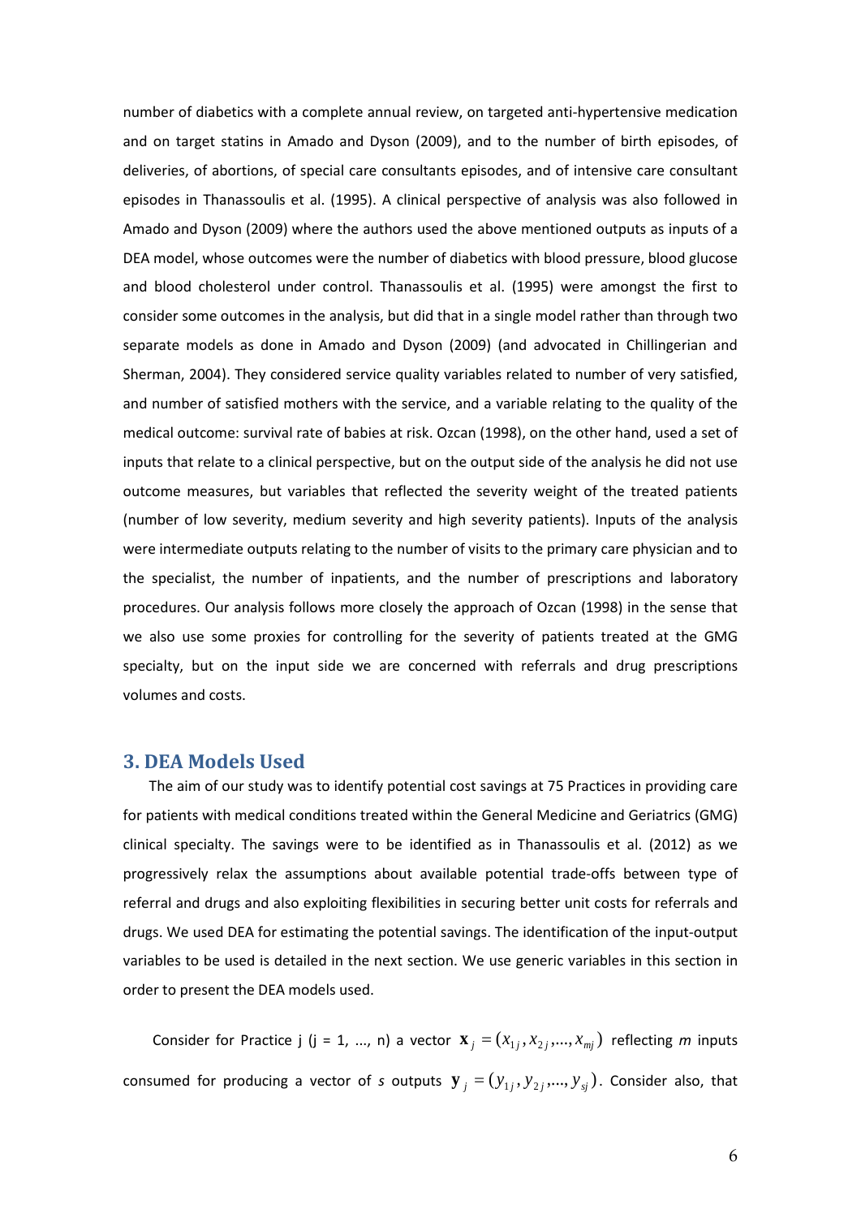number of diabetics with a complete annual review, on targeted anti-hypertensive medication and on target statins in Amado and Dyson (2009), and to the number of birth episodes, of deliveries, of abortions, of special care consultants episodes, and of intensive care consultant episodes in Thanassoulis et al. (1995). A clinical perspective of analysis was also followed in Amado and Dyson (2009) where the authors used the above mentioned outputs as inputs of a DEA model, whose outcomes were the number of diabetics with blood pressure, blood glucose and blood cholesterol under control. Thanassoulis et al. (1995) were amongst the first to consider some outcomes in the analysis, but did that in a single model rather than through two separate models as done in Amado and Dyson (2009) (and advocated in Chillingerian and Sherman, 2004). They considered service quality variables related to number of very satisfied, and number of satisfied mothers with the service, and a variable relating to the quality of the medical outcome: survival rate of babies at risk. Ozcan (1998), on the other hand, used a set of inputs that relate to a clinical perspective, but on the output side of the analysis he did not use outcome measures, but variables that reflected the severity weight of the treated patients (number of low severity, medium severity and high severity patients). Inputs of the analysis were intermediate outputs relating to the number of visits to the primary care physician and to the specialist, the number of inpatients, and the number of prescriptions and laboratory procedures. Our analysis follows more closely the approach of Ozcan (1998) in the sense that we also use some proxies for controlling for the severity of patients treated at the GMG specialty, but on the input side we are concerned with referrals and drug prescriptions volumes and costs.

## 3. DEA Models Used

The aim of our study was to identify potential cost savings at 75 Practices in providing care for patients with medical conditions treated within the General Medicine and Geriatrics (GMG) clinical specialty. The savings were to be identified as in Thanassoulis et al. (2012) as we progressively relax the assumptions about available potential trade-offs between type of referral and drugs and also exploiting flexibilities in securing better unit costs for referrals and drugs. We used DEA for estimating the potential savings. The identification of the input-output variables to be used is detailed in the next section. We use generic variables in this section in order to present the DEA models used.

Consider for Practice j (j = 1, ..., n) a vector $\mathbf{x}_j = (x_{1j}, x_{2j}, \ldots, x_{mj})$ reflecting *m* inputs consumed for producing a vector of *s* outputs $\mathbf{y}_j = (y_{1j}, y_{2j}, \ldots, y_{sj})$. Consider also, that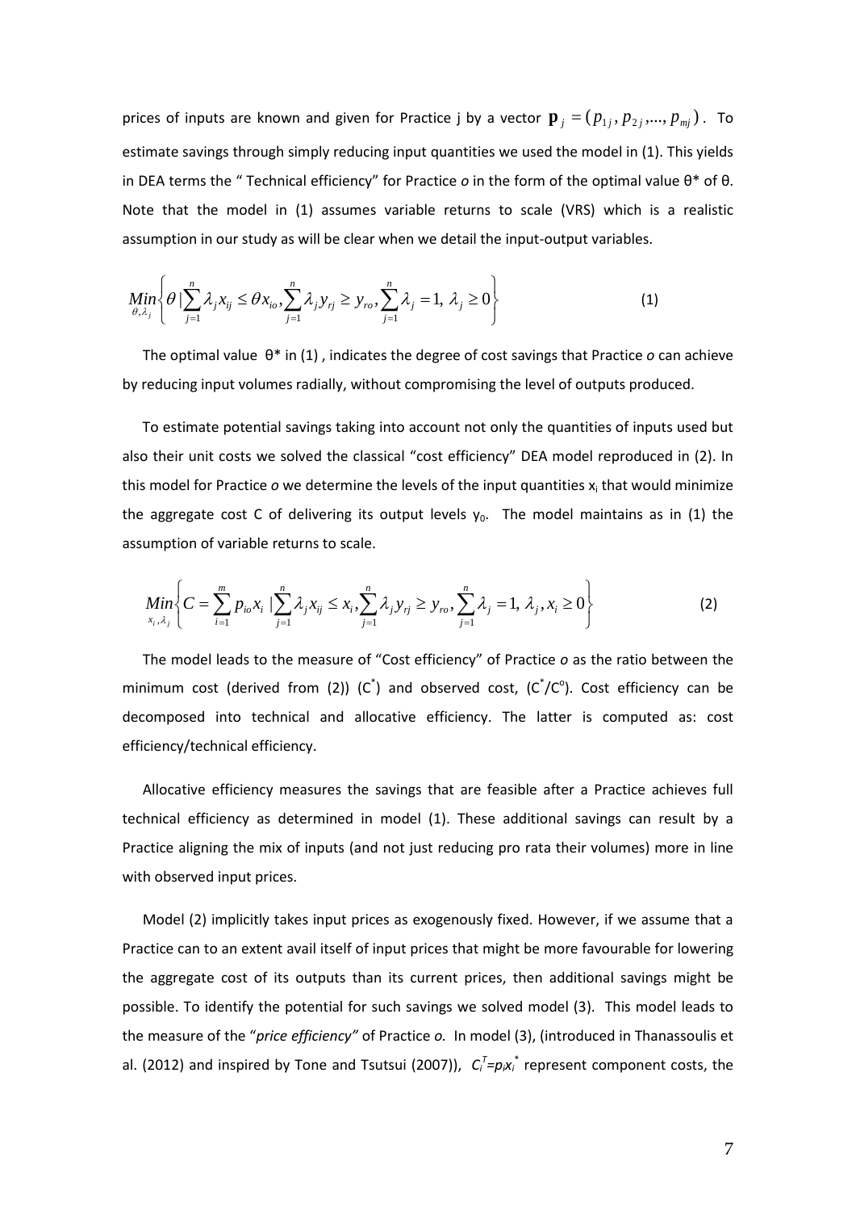prices of inputs are known and given for Practice j by a vector $\mathbf{p}_j = (p_{1j}, p_{2j}, ..., p_{mj})$. To estimate savings through simply reducing input quantities we used the model in (1). This yields in DEA terms the " Technical efficiency" for Practice *o* in the form of the optimal value θ* of θ. Note that the model in (1) assumes variable returns to scale (VRS) which is a realistic assumption in our study as will be clear when we detail the input-output variables.

$$\underset{\theta,\lambda_j}{Min}\left\{\theta \mid \sum_{j=1}^{n}\lambda_j x_{ij} \leq \theta x_{io}, \sum_{j=1}^{n}\lambda_j y_{rj} \geq y_{ro}, \sum_{j=1}^{n}\lambda_j = 1,\ \lambda_j \geq 0\right\} \tag{1}$$

The optimal value θ* in (1) , indicates the degree of cost savings that Practice *o* can achieve by reducing input volumes radially, without compromising the level of outputs produced.

To estimate potential savings taking into account not only the quantities of inputs used but also their unit costs we solved the classical "cost efficiency" DEA model reproduced in (2). In this model for Practice *o* we determine the levels of the input quantities $x_i$ that would minimize the aggregate cost C of delivering its output levels $y_0$. The model maintains as in (1) the assumption of variable returns to scale.

$$\underset{x_i,\lambda_j}{Min}\left\{C = \sum_{i=1}^{m} p_{io}x_i \mid \sum_{j=1}^{n}\lambda_j x_{ij} \leq x_i, \sum_{j=1}^{n}\lambda_j y_{rj} \geq y_{ro}, \sum_{j=1}^{n}\lambda_j = 1,\ \lambda_j, x_i \geq 0\right\} \tag{2}$$

The model leads to the measure of "Cost efficiency" of Practice *o* as the ratio between the minimum cost (derived from (2)) ($C^*$) and observed cost, ($C^*/C^o$). Cost efficiency can be decomposed into technical and allocative efficiency. The latter is computed as: cost efficiency/technical efficiency.

Allocative efficiency measures the savings that are feasible after a Practice achieves full technical efficiency as determined in model (1). These additional savings can result by a Practice aligning the mix of inputs (and not just reducing pro rata their volumes) more in line with observed input prices.

Model (2) implicitly takes input prices as exogenously fixed. However, if we assume that a Practice can to an extent avail itself of input prices that might be more favourable for lowering the aggregate cost of its outputs than its current prices, then additional savings might be possible. To identify the potential for such savings we solved model (3). This model leads to the measure of the "*price efficiency"* of Practice *o.* In model (3), (introduced in Thanassoulis et al. (2012) and inspired by Tone and Tsutsui (2007)), $C_i^T = p_i x_i^*$ represent component costs, the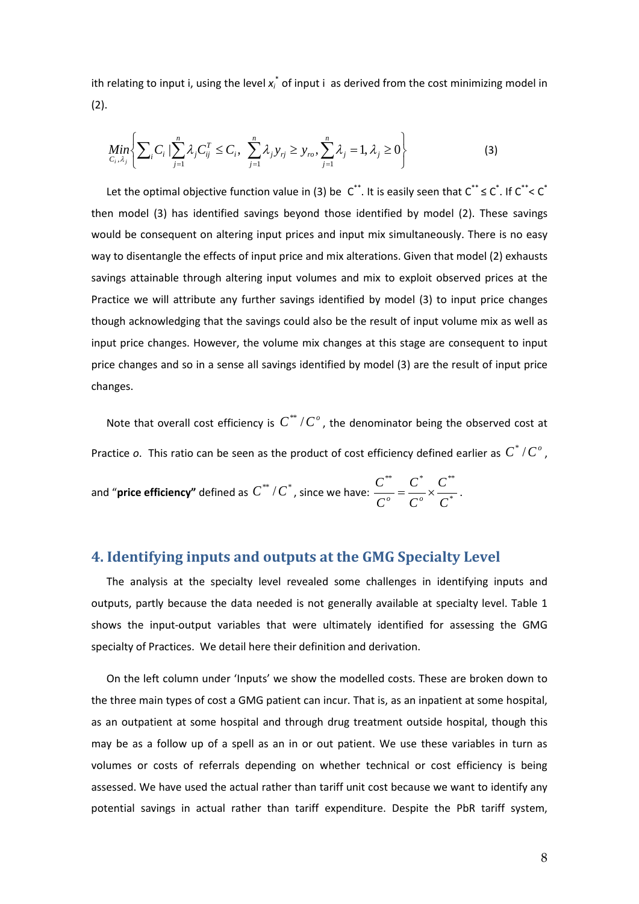ith relating to input i, using the level $x_i^*$ of input i as derived from the cost minimizing model in (2).

$$\underset{C_i,\lambda_j}{Min}\left\{\sum_i C_i \,|\sum_{j=1}^{n}\lambda_j C_{ij}^T \le C_i,\ \sum_{j=1}^{n}\lambda_j y_{rj} \ge y_{ro}, \sum_{j=1}^{n}\lambda_j = 1, \lambda_j \ge 0\right\} \tag{3}$$

Let the optimal objective function value in (3) be $C^{**}$. It is easily seen that $C^{**} \le C^*$. If $C^{**} < C^*$ then model (3) has identified savings beyond those identified by model (2). These savings would be consequent on altering input prices and input mix simultaneously. There is no easy way to disentangle the effects of input price and mix alterations. Given that model (2) exhausts savings attainable through altering input volumes and mix to exploit observed prices at the Practice we will attribute any further savings identified by model (3) to input price changes though acknowledging that the savings could also be the result of input volume mix as well as input price changes. However, the volume mix changes at this stage are consequent to input price changes and so in a sense all savings identified by model (3) are the result of input price changes.

Note that overall cost efficiency is $C^{**}/C^o$, the denominator being the observed cost at Practice *o*. This ratio can be seen as the product of cost efficiency defined earlier as $C^*/C^o$, and "**price efficiency"** defined as $C^{**}/C^*$, since we have: $\frac{C^{**}}{C^o} = \frac{C^*}{C^o} \times \frac{C^{**}}{C^*}$.

## 4. Identifying inputs and outputs at the GMG Specialty Level

The analysis at the specialty level revealed some challenges in identifying inputs and outputs, partly because the data needed is not generally available at specialty level. Table 1 shows the input-output variables that were ultimately identified for assessing the GMG specialty of Practices. We detail here their definition and derivation.

On the left column under 'Inputs' we show the modelled costs. These are broken down to the three main types of cost a GMG patient can incur. That is, as an inpatient at some hospital, as an outpatient at some hospital and through drug treatment outside hospital, though this may be as a follow up of a spell as an in or out patient. We use these variables in turn as volumes or costs of referrals depending on whether technical or cost efficiency is being assessed. We have used the actual rather than tariff unit cost because we want to identify any potential savings in actual rather than tariff expenditure. Despite the PbR tariff system,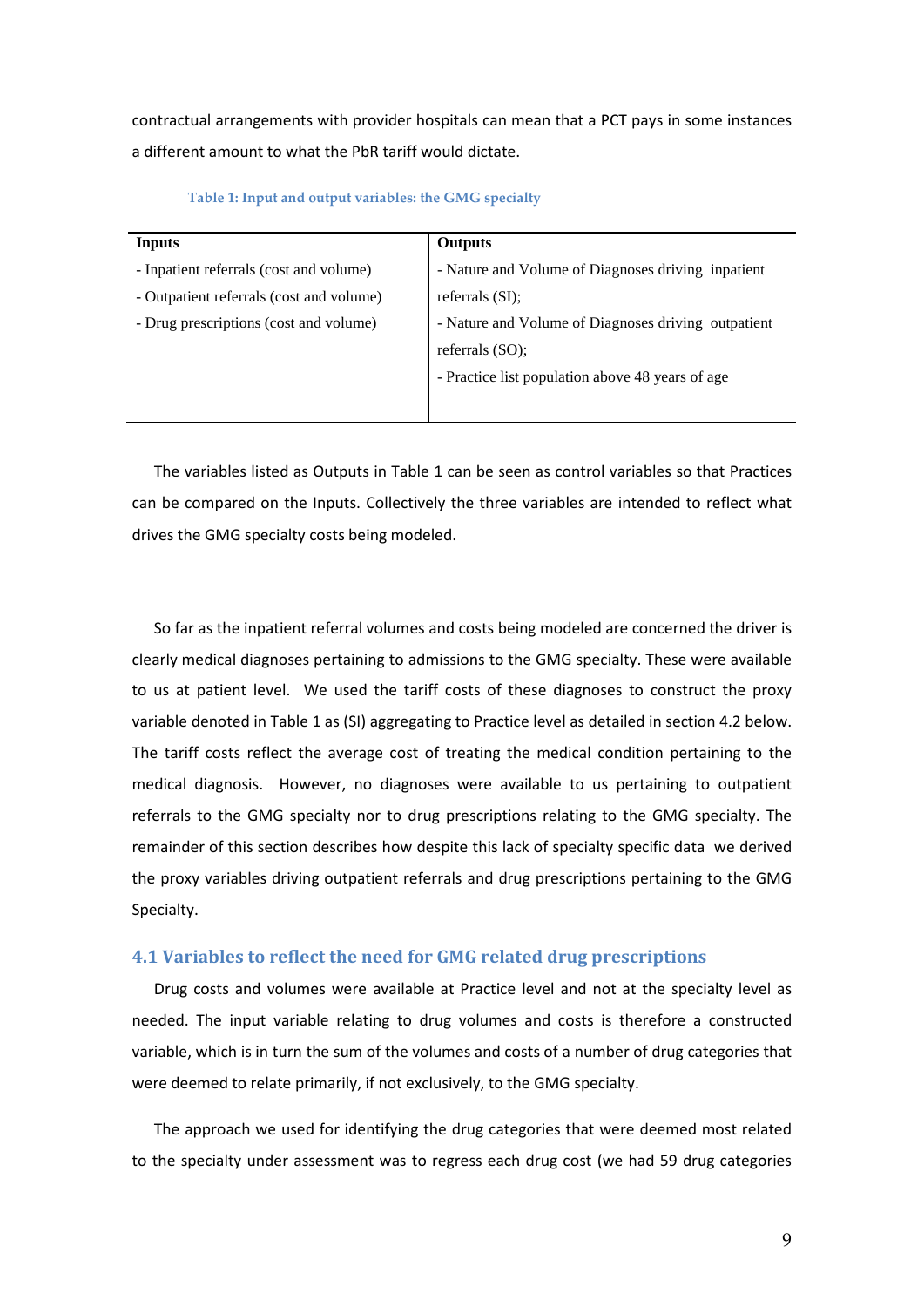contractual arrangements with provider hospitals can mean that a PCT pays in some instances a different amount to what the PbR tariff would dictate.

Table 1: Input and output variables: the GMG specialty

| Inputs | Outputs |
| --- | --- |
| - Inpatient referrals (cost and volume) | - Nature and Volume of Diagnoses driving inpatient referrals (SI); |
| - Outpatient referrals (cost and volume) | - Nature and Volume of Diagnoses driving outpatient referrals (SO); |
| - Drug prescriptions (cost and volume) | - Practice list population above 48 years of age |

The variables listed as Outputs in Table 1 can be seen as control variables so that Practices can be compared on the Inputs. Collectively the three variables are intended to reflect what drives the GMG specialty costs being modeled.

So far as the inpatient referral volumes and costs being modeled are concerned the driver is clearly medical diagnoses pertaining to admissions to the GMG specialty. These were available to us at patient level. We used the tariff costs of these diagnoses to construct the proxy variable denoted in Table 1 as (SI) aggregating to Practice level as detailed in section 4.2 below. The tariff costs reflect the average cost of treating the medical condition pertaining to the medical diagnosis. However, no diagnoses were available to us pertaining to outpatient referrals to the GMG specialty nor to drug prescriptions relating to the GMG specialty. The remainder of this section describes how despite this lack of specialty specific data we derived the proxy variables driving outpatient referrals and drug prescriptions pertaining to the GMG Specialty.

## 4.1 Variables to reflect the need for GMG related drug prescriptions

Drug costs and volumes were available at Practice level and not at the specialty level as needed. The input variable relating to drug volumes and costs is therefore a constructed variable, which is in turn the sum of the volumes and costs of a number of drug categories that were deemed to relate primarily, if not exclusively, to the GMG specialty.

The approach we used for identifying the drug categories that were deemed most related to the specialty under assessment was to regress each drug cost (we had 59 drug categories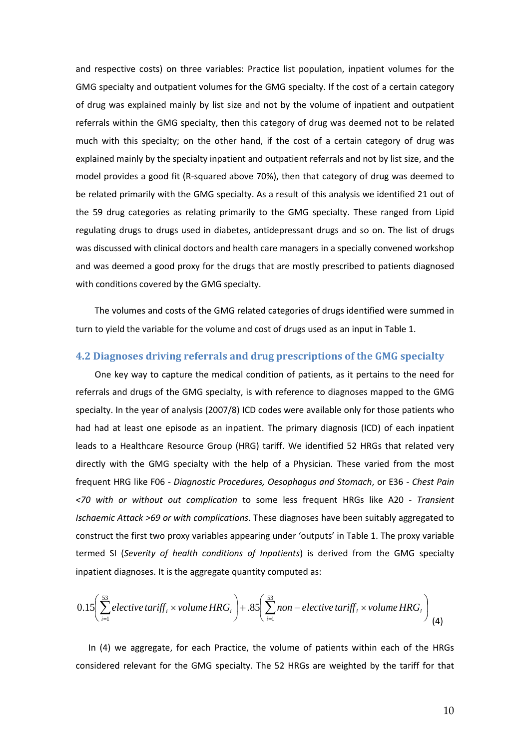and respective costs) on three variables: Practice list population, inpatient volumes for the GMG specialty and outpatient volumes for the GMG specialty. If the cost of a certain category of drug was explained mainly by list size and not by the volume of inpatient and outpatient referrals within the GMG specialty, then this category of drug was deemed not to be related much with this specialty; on the other hand, if the cost of a certain category of drug was explained mainly by the specialty inpatient and outpatient referrals and not by list size, and the model provides a good fit (R-squared above 70%), then that category of drug was deemed to be related primarily with the GMG specialty. As a result of this analysis we identified 21 out of the 59 drug categories as relating primarily to the GMG specialty. These ranged from Lipid regulating drugs to drugs used in diabetes, antidepressant drugs and so on. The list of drugs was discussed with clinical doctors and health care managers in a specially convened workshop and was deemed a good proxy for the drugs that are mostly prescribed to patients diagnosed with conditions covered by the GMG specialty.

The volumes and costs of the GMG related categories of drugs identified were summed in turn to yield the variable for the volume and cost of drugs used as an input in Table 1.

### 4.2 Diagnoses driving referrals and drug prescriptions of the GMG specialty

One key way to capture the medical condition of patients, as it pertains to the need for referrals and drugs of the GMG specialty, is with reference to diagnoses mapped to the GMG specialty. In the year of analysis (2007/8) ICD codes were available only for those patients who had had at least one episode as an inpatient. The primary diagnosis (ICD) of each inpatient leads to a Healthcare Resource Group (HRG) tariff. We identified 52 HRGs that related very directly with the GMG specialty with the help of a Physician. These varied from the most frequent HRG like F06 - *Diagnostic Procedures, Oesophagus and Stomach*, or E36 - *Chest Pain <70 with or without out complication* to some less frequent HRGs like A20 - *Transient Ischaemic Attack >69 or with complications*. These diagnoses have been suitably aggregated to construct the first two proxy variables appearing under 'outputs' in Table 1. The proxy variable termed SI (*Severity of health conditions of Inpatients*) is derived from the GMG specialty inpatient diagnoses. It is the aggregate quantity computed as:

$$0.15\left(\sum_{i=1}^{53} elective\, tariff_i \times volume\, HRG_i\right) + .85\left(\sum_{i=1}^{53} non-elective\, tariff_i \times volume\, HRG_i\right) \quad (4)$$

In (4) we aggregate, for each Practice, the volume of patients within each of the HRGs considered relevant for the GMG specialty. The 52 HRGs are weighted by the tariff for that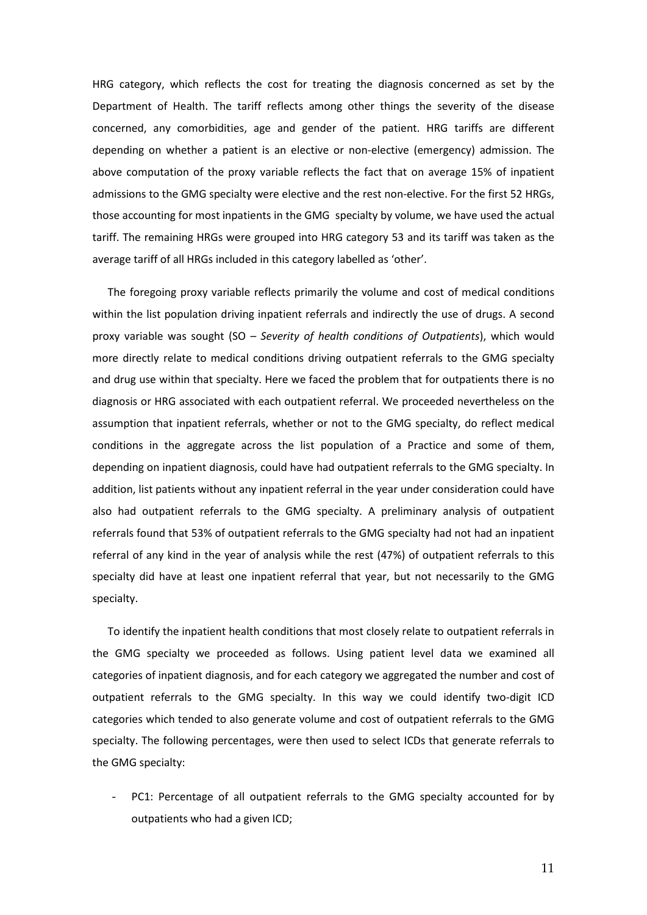HRG category, which reflects the cost for treating the diagnosis concerned as set by the Department of Health. The tariff reflects among other things the severity of the disease concerned, any comorbidities, age and gender of the patient. HRG tariffs are different depending on whether a patient is an elective or non-elective (emergency) admission. The above computation of the proxy variable reflects the fact that on average 15% of inpatient admissions to the GMG specialty were elective and the rest non-elective. For the first 52 HRGs, those accounting for most inpatients in the GMG specialty by volume, we have used the actual tariff. The remaining HRGs were grouped into HRG category 53 and its tariff was taken as the average tariff of all HRGs included in this category labelled as 'other'.

The foregoing proxy variable reflects primarily the volume and cost of medical conditions within the list population driving inpatient referrals and indirectly the use of drugs. A second proxy variable was sought (SO – *Severity of health conditions of Outpatients*), which would more directly relate to medical conditions driving outpatient referrals to the GMG specialty and drug use within that specialty. Here we faced the problem that for outpatients there is no diagnosis or HRG associated with each outpatient referral. We proceeded nevertheless on the assumption that inpatient referrals, whether or not to the GMG specialty, do reflect medical conditions in the aggregate across the list population of a Practice and some of them, depending on inpatient diagnosis, could have had outpatient referrals to the GMG specialty. In addition, list patients without any inpatient referral in the year under consideration could have also had outpatient referrals to the GMG specialty. A preliminary analysis of outpatient referrals found that 53% of outpatient referrals to the GMG specialty had not had an inpatient referral of any kind in the year of analysis while the rest (47%) of outpatient referrals to this specialty did have at least one inpatient referral that year, but not necessarily to the GMG specialty.

To identify the inpatient health conditions that most closely relate to outpatient referrals in the GMG specialty we proceeded as follows. Using patient level data we examined all categories of inpatient diagnosis, and for each category we aggregated the number and cost of outpatient referrals to the GMG specialty. In this way we could identify two-digit ICD categories which tended to also generate volume and cost of outpatient referrals to the GMG specialty. The following percentages, were then used to select ICDs that generate referrals to the GMG specialty:

- PC1: Percentage of all outpatient referrals to the GMG specialty accounted for by outpatients who had a given ICD;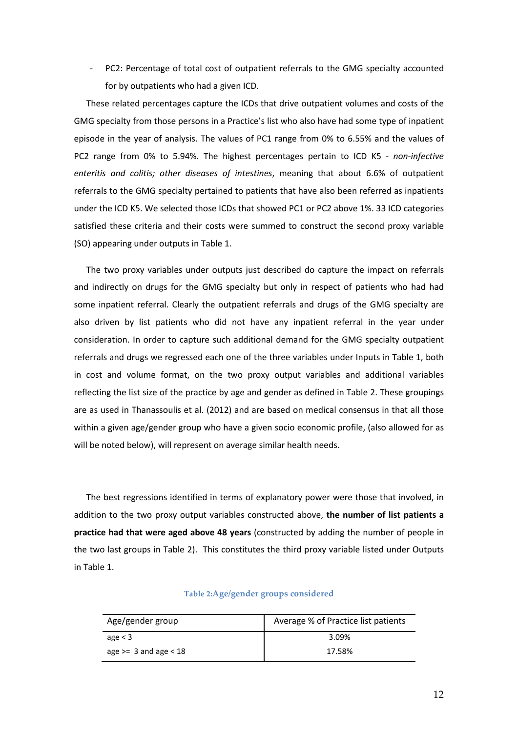- PC2: Percentage of total cost of outpatient referrals to the GMG specialty accounted for by outpatients who had a given ICD.

These related percentages capture the ICDs that drive outpatient volumes and costs of the GMG specialty from those persons in a Practice's list who also have had some type of inpatient episode in the year of analysis. The values of PC1 range from 0% to 6.55% and the values of PC2 range from 0% to 5.94%. The highest percentages pertain to ICD K5 - *non-infective enteritis and colitis; other diseases of intestines*, meaning that about 6.6% of outpatient referrals to the GMG specialty pertained to patients that have also been referred as inpatients under the ICD K5. We selected those ICDs that showed PC1 or PC2 above 1%. 33 ICD categories satisfied these criteria and their costs were summed to construct the second proxy variable (SO) appearing under outputs in Table 1.

The two proxy variables under outputs just described do capture the impact on referrals and indirectly on drugs for the GMG specialty but only in respect of patients who had had some inpatient referral. Clearly the outpatient referrals and drugs of the GMG specialty are also driven by list patients who did not have any inpatient referral in the year under consideration. In order to capture such additional demand for the GMG specialty outpatient referrals and drugs we regressed each one of the three variables under Inputs in Table 1, both in cost and volume format, on the two proxy output variables and additional variables reflecting the list size of the practice by age and gender as defined in Table 2. These groupings are as used in Thanassoulis et al. (2012) and are based on medical consensus in that all those within a given age/gender group who have a given socio economic profile, (also allowed for as will be noted below), will represent on average similar health needs.

The best regressions identified in terms of explanatory power were those that involved, in addition to the two proxy output variables constructed above, **the number of list patients a practice had that were aged above 48 years** (constructed by adding the number of people in the two last groups in Table 2). This constitutes the third proxy variable listed under Outputs in Table 1.

Table 2: Age/gender groups considered

| Age/gender group | Average % of Practice list patients |
|---|---|
| age < 3 | 3.09% |
| age >= 3 and age < 18 | 17.58% |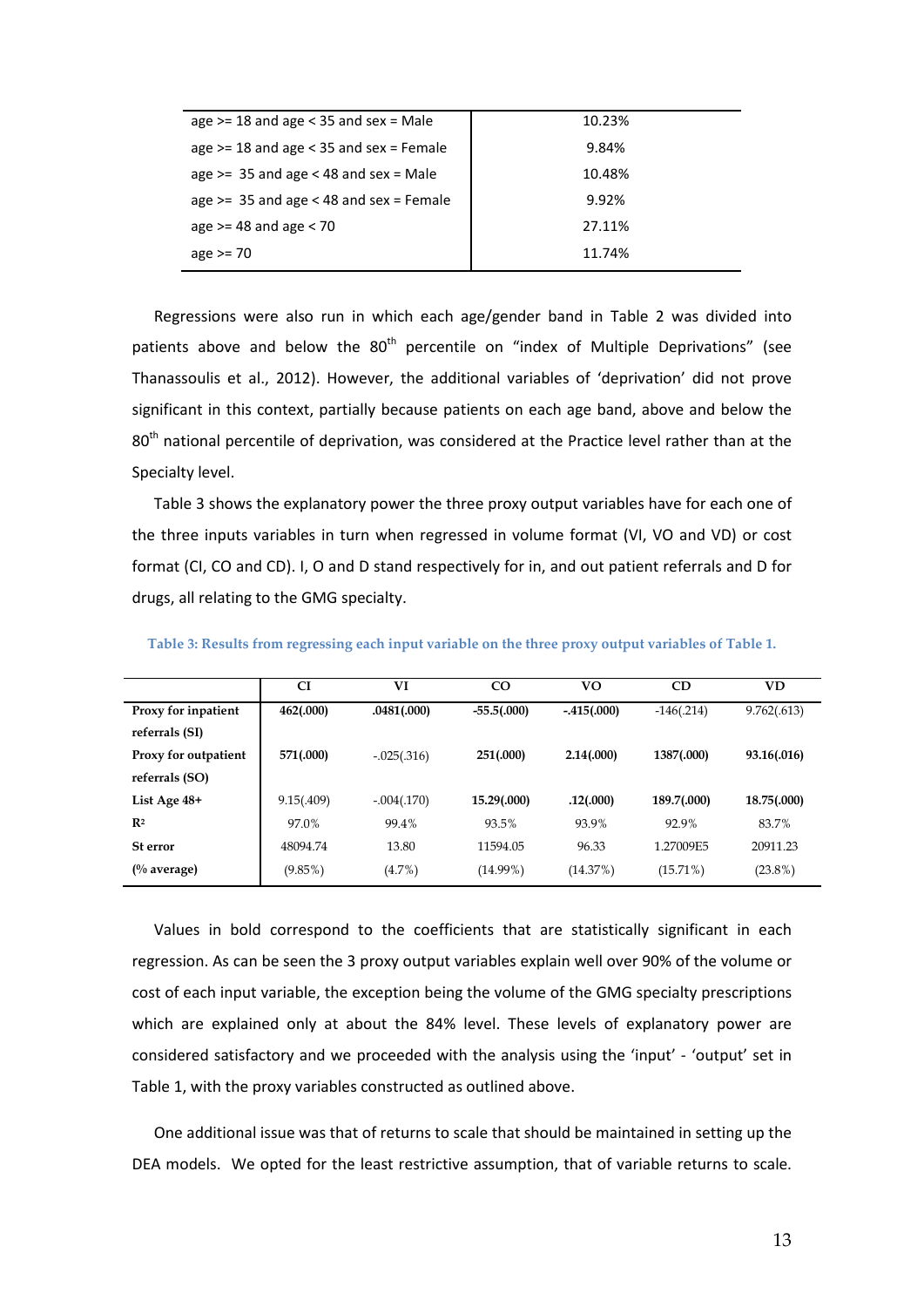| | |
|---|---|
| age >= 18 and age < 35 and sex = Male | 10.23% |
| age >= 18 and age < 35 and sex = Female | 9.84% |
| age >= 35 and age < 48 and sex = Male | 10.48% |
| age >= 35 and age < 48 and sex = Female | 9.92% |
| age >= 48 and age < 70 | 27.11% |
| age >= 70 | 11.74% |

Regressions were also run in which each age/gender band in Table 2 was divided into patients above and below the 80[th] percentile on "index of Multiple Deprivations" (see Thanassoulis et al., 2012). However, the additional variables of 'deprivation' did not prove significant in this context, partially because patients on each age band, above and below the 80[th] national percentile of deprivation, was considered at the Practice level rather than at the Specialty level.

Table 3 shows the explanatory power the three proxy output variables have for each one of the three inputs variables in turn when regressed in volume format (VI, VO and VD) or cost format (CI, CO and CD). I, O and D stand respectively for in, and out patient referrals and D for drugs, all relating to the GMG specialty.

**Table 3: Results from regressing each input variable on the three proxy output variables of Table 1.**

| | CI | VI | CO | VO | CD | VD |
|---|---|---|---|---|---|---|
| **Proxy for inpatient referrals (SI)** | **462(.000)** | **.0481(.000)** | **-55.5(.000)** | **-.415(.000)** | -146(.214) | 9.762(.613) |
| **Proxy for outpatient referrals (SO)** | **571(.000)** | -.025(.316) | **251(.000)** | **2.14(.000)** | **1387(.000)** | **93.16(.016)** |
| **List Age 48+** | 9.15(.409) | -.004(.170) | **15.29(.000)** | **.12(.000)** | **189.7(.000)** | **18.75(.000)** |
| **$R^2$** | 97.0% | 99.4% | 93.5% | 93.9% | 92.9% | 83.7% |
| **St error (% average)** | 48094.74 (9.85%) | 13.80 (4.7%) | 11594.05 (14.99%) | 96.33 (14.37%) | 1.27009E5 (15.71%) | 20911.23 (23.8%) |

Values in bold correspond to the coefficients that are statistically significant in each regression. As can be seen the 3 proxy output variables explain well over 90% of the volume or cost of each input variable, the exception being the volume of the GMG specialty prescriptions which are explained only at about the 84% level. These levels of explanatory power are considered satisfactory and we proceeded with the analysis using the 'input' - 'output' set in Table 1, with the proxy variables constructed as outlined above.

One additional issue was that of returns to scale that should be maintained in setting up the DEA models. We opted for the least restrictive assumption, that of variable returns to scale.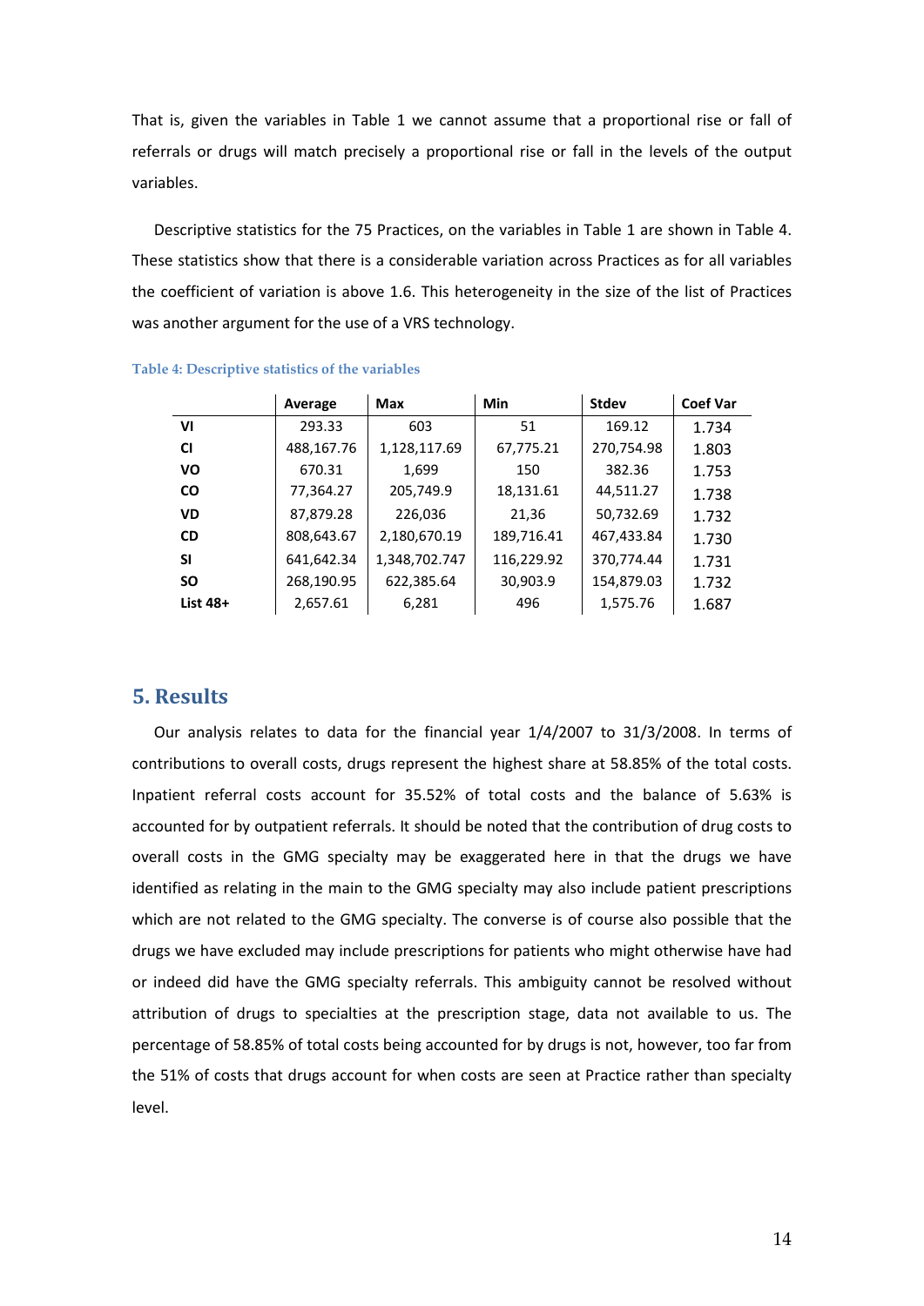That is, given the variables in Table 1 we cannot assume that a proportional rise or fall of referrals or drugs will match precisely a proportional rise or fall in the levels of the output variables.

Descriptive statistics for the 75 Practices, on the variables in Table 1 are shown in Table 4. These statistics show that there is a considerable variation across Practices as for all variables the coefficient of variation is above 1.6. This heterogeneity in the size of the list of Practices was another argument for the use of a VRS technology.

**Table 4: Descriptive statistics of the variables**

| | Average | Max | Min | Stdev | Coef Var |
|---|---|---|---|---|---|
| **VI** | 293.33 | 603 | 51 | 169.12 | 1.734 |
| **CI** | 488,167.76 | 1,128,117.69 | 67,775.21 | 270,754.98 | 1.803 |
| **VO** | 670.31 | 1,699 | 150 | 382.36 | 1.753 |
| **CO** | 77,364.27 | 205,749.9 | 18,131.61 | 44,511.27 | 1.738 |
| **VD** | 87,879.28 | 226,036 | 21,36 | 50,732.69 | 1.732 |
| **CD** | 808,643.67 | 2,180,670.19 | 189,716.41 | 467,433.84 | 1.730 |
| **SI** | 641,642.34 | 1,348,702.747 | 116,229.92 | 370,774.44 | 1.731 |
| **SO** | 268,190.95 | 622,385.64 | 30,903.9 | 154,879.03 | 1.732 |
| **List 48+** | 2,657.61 | 6,281 | 496 | 1,575.76 | 1.687 |

## 5. Results

Our analysis relates to data for the financial year 1/4/2007 to 31/3/2008. In terms of contributions to overall costs, drugs represent the highest share at 58.85% of the total costs. Inpatient referral costs account for 35.52% of total costs and the balance of 5.63% is accounted for by outpatient referrals. It should be noted that the contribution of drug costs to overall costs in the GMG specialty may be exaggerated here in that the drugs we have identified as relating in the main to the GMG specialty may also include patient prescriptions which are not related to the GMG specialty. The converse is of course also possible that the drugs we have excluded may include prescriptions for patients who might otherwise have had or indeed did have the GMG specialty referrals. This ambiguity cannot be resolved without attribution of drugs to specialties at the prescription stage, data not available to us. The percentage of 58.85% of total costs being accounted for by drugs is not, however, too far from the 51% of costs that drugs account for when costs are seen at Practice rather than specialty level.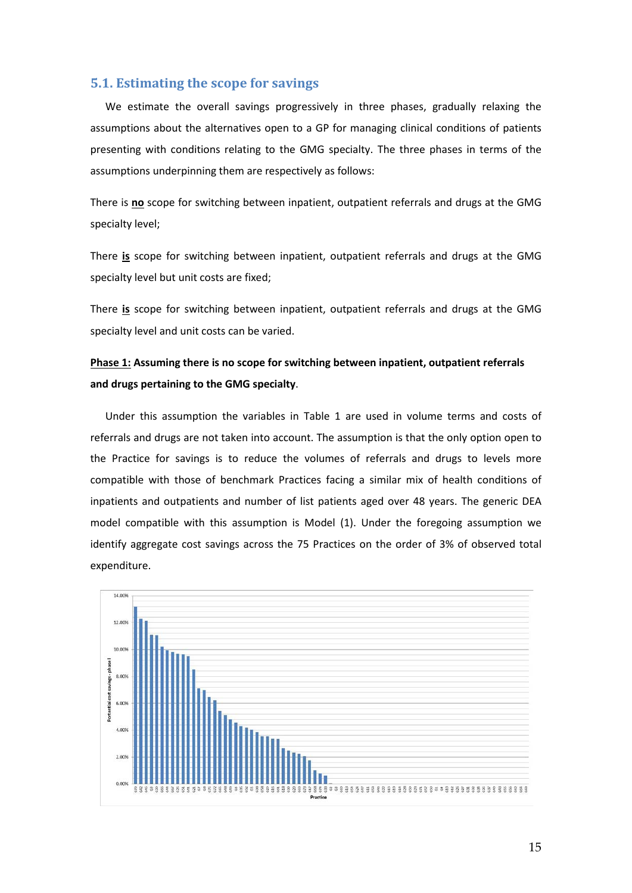## 5.1. Estimating the scope for savings

We estimate the overall savings progressively in three phases, gradually relaxing the assumptions about the alternatives open to a GP for managing clinical conditions of patients presenting with conditions relating to the GMG specialty. The three phases in terms of the assumptions underpinning them are respectively as follows:

There is **no** scope for switching between inpatient, outpatient referrals and drugs at the GMG specialty level;

There **is** scope for switching between inpatient, outpatient referrals and drugs at the GMG specialty level but unit costs are fixed;

There **is** scope for switching between inpatient, outpatient referrals and drugs at the GMG specialty level and unit costs can be varied.

**Phase 1: Assuming there is no scope for switching between inpatient, outpatient referrals and drugs pertaining to the GMG specialty**.

Under this assumption the variables in Table 1 are used in volume terms and costs of referrals and drugs are not taken into account. The assumption is that the only option open to the Practice for savings is to reduce the volumes of referrals and drugs to levels more compatible with those of benchmark Practices facing a similar mix of health conditions of inpatients and outpatients and number of list patients aged over 48 years. The generic DEA model compatible with this assumption is Model (1). Under the foregoing assumption we identify aggregate cost savings across the 75 Practices on the order of 3% of observed total expenditure.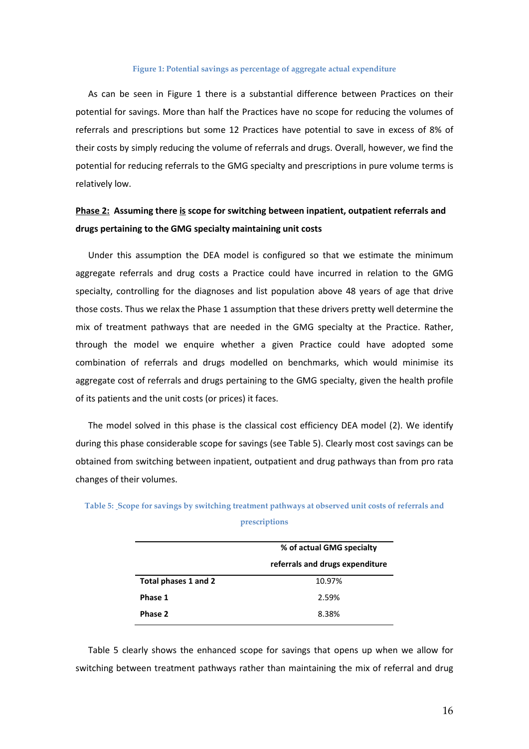Figure 1: Potential savings as percentage of aggregate actual expenditure

As can be seen in Figure 1 there is a substantial difference between Practices on their potential for savings. More than half the Practices have no scope for reducing the volumes of referrals and prescriptions but some 12 Practices have potential to save in excess of 8% of their costs by simply reducing the volume of referrals and drugs. Overall, however, we find the potential for reducing referrals to the GMG specialty and prescriptions in pure volume terms is relatively low.

**Phase 2: Assuming there is scope for switching between inpatient, outpatient referrals and drugs pertaining to the GMG specialty maintaining unit costs**

Under this assumption the DEA model is configured so that we estimate the minimum aggregate referrals and drug costs a Practice could have incurred in relation to the GMG specialty, controlling for the diagnoses and list population above 48 years of age that drive those costs. Thus we relax the Phase 1 assumption that these drivers pretty well determine the mix of treatment pathways that are needed in the GMG specialty at the Practice. Rather, through the model we enquire whether a given Practice could have adopted some combination of referrals and drugs modelled on benchmarks, which would minimise its aggregate cost of referrals and drugs pertaining to the GMG specialty, given the health profile of its patients and the unit costs (or prices) it faces.

The model solved in this phase is the classical cost efficiency DEA model (2). We identify during this phase considerable scope for savings (see Table 5). Clearly most cost savings can be obtained from switching between inpatient, outpatient and drug pathways than from pro rata changes of their volumes.

Table 5: Scope for savings by switching treatment pathways at observed unit costs of referrals and prescriptions

| | % of actual GMG specialty referrals and drugs expenditure |
|---|---|
| **Total phases 1 and 2** | 10.97% |
| **Phase 1** | 2.59% |
| **Phase 2** | 8.38% |

Table 5 clearly shows the enhanced scope for savings that opens up when we allow for switching between treatment pathways rather than maintaining the mix of referral and drug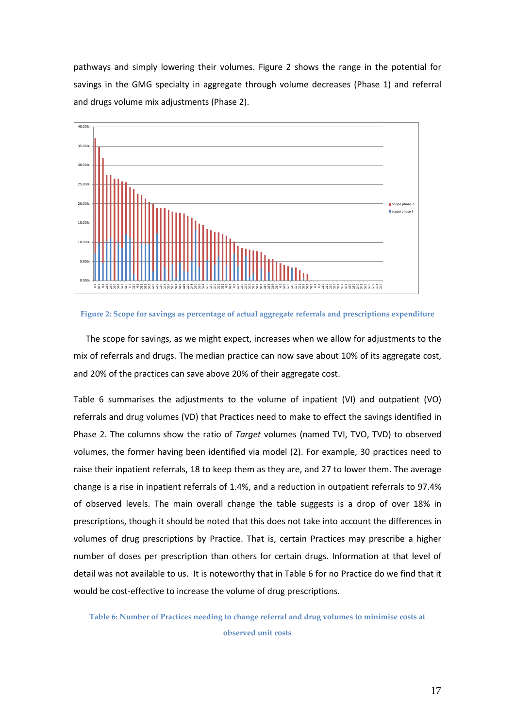pathways and simply lowering their volumes. Figure 2 shows the range in the potential for savings in the GMG specialty in aggregate through volume decreases (Phase 1) and referral and drugs volume mix adjustments (Phase 2).

Figure 2: Scope for savings as percentage of actual aggregate referrals and prescriptions expenditure

The scope for savings, as we might expect, increases when we allow for adjustments to the mix of referrals and drugs. The median practice can now save about 10% of its aggregate cost, and 20% of the practices can save above 20% of their aggregate cost.

Table 6 summarises the adjustments to the volume of inpatient (VI) and outpatient (VO) referrals and drug volumes (VD) that Practices need to make to effect the savings identified in Phase 2. The columns show the ratio of *Target* volumes (named TVI, TVO, TVD) to observed volumes, the former having been identified via model (2). For example, 30 practices need to raise their inpatient referrals, 18 to keep them as they are, and 27 to lower them. The average change is a rise in inpatient referrals of 1.4%, and a reduction in outpatient referrals to 97.4% of observed levels. The main overall change the table suggests is a drop of over 18% in prescriptions, though it should be noted that this does not take into account the differences in volumes of drug prescriptions by Practice. That is, certain Practices may prescribe a higher number of doses per prescription than others for certain drugs. Information at that level of detail was not available to us. It is noteworthy that in Table 6 for no Practice do we find that it would be cost-effective to increase the volume of drug prescriptions.

Table 6: Number of Practices needing to change referral and drug volumes to minimise costs at observed unit costs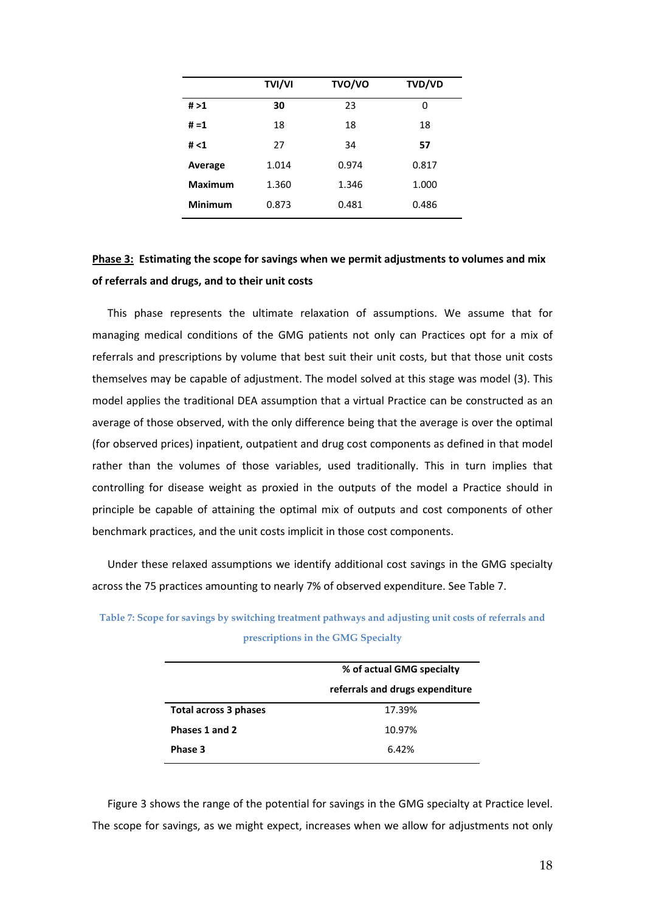| | TVI/VI | TVO/VO | TVD/VD |
|---|---|---|---|
| **# >1** | **30** | 23 | 0 |
| **# =1** | 18 | 18 | 18 |
| **# <1** | 27 | 34 | **57** |
| **Average** | 1.014 | 0.974 | 0.817 |
| **Maximum** | 1.360 | 1.346 | 1.000 |
| **Minimum** | 0.873 | 0.481 | 0.486 |

**Phase 3: Estimating the scope for savings when we permit adjustments to volumes and mix of referrals and drugs, and to their unit costs**

This phase represents the ultimate relaxation of assumptions. We assume that for managing medical conditions of the GMG patients not only can Practices opt for a mix of referrals and prescriptions by volume that best suit their unit costs, but that those unit costs themselves may be capable of adjustment. The model solved at this stage was model (3). This model applies the traditional DEA assumption that a virtual Practice can be constructed as an average of those observed, with the only difference being that the average is over the optimal (for observed prices) inpatient, outpatient and drug cost components as defined in that model rather than the volumes of those variables, used traditionally. This in turn implies that controlling for disease weight as proxied in the outputs of the model a Practice should in principle be capable of attaining the optimal mix of outputs and cost components of other benchmark practices, and the unit costs implicit in those cost components.

Under these relaxed assumptions we identify additional cost savings in the GMG specialty across the 75 practices amounting to nearly 7% of observed expenditure. See Table 7.

Table 7: Scope for savings by switching treatment pathways and adjusting unit costs of referrals and prescriptions in the GMG Specialty

| | % of actual GMG specialty referrals and drugs expenditure |
|---|---|
| **Total across 3 phases** | 17.39% |
| **Phases 1 and 2** | 10.97% |
| **Phase 3** | 6.42% |

Figure 3 shows the range of the potential for savings in the GMG specialty at Practice level. The scope for savings, as we might expect, increases when we allow for adjustments not only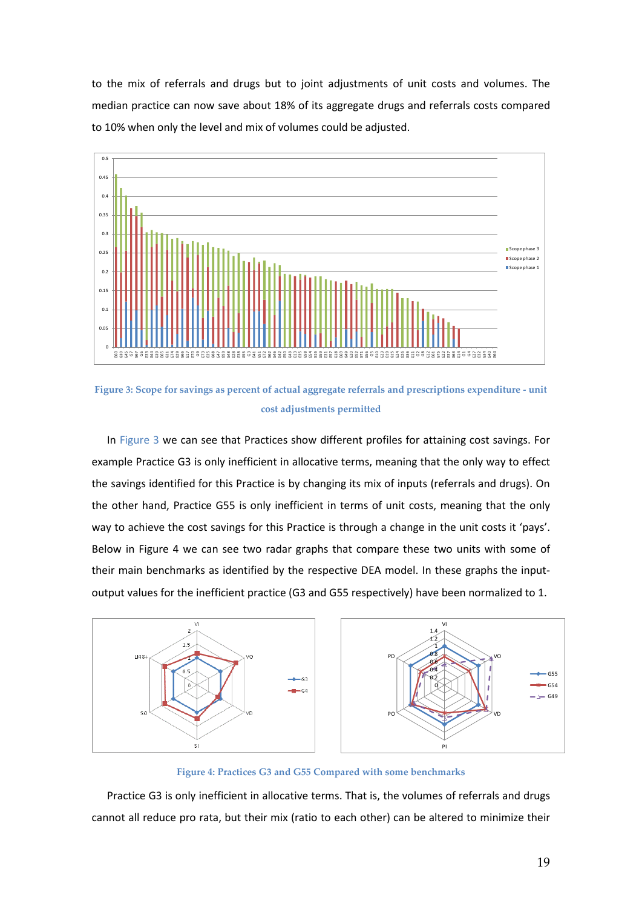to the mix of referrals and drugs but to joint adjustments of unit costs and volumes. The median practice can now save about 18% of its aggregate drugs and referrals costs compared to 10% when only the level and mix of volumes could be adjusted.

Figure 3: Scope for savings as percent of actual aggregate referrals and prescriptions expenditure - unit cost adjustments permitted

In Figure 3 we can see that Practices show different profiles for attaining cost savings. For example Practice G3 is only inefficient in allocative terms, meaning that the only way to effect the savings identified for this Practice is by changing its mix of inputs (referrals and drugs). On the other hand, Practice G55 is only inefficient in terms of unit costs, meaning that the only way to achieve the cost savings for this Practice is through a change in the unit costs it 'pays'. Below in Figure 4 we can see two radar graphs that compare these two units with some of their main benchmarks as identified by the respective DEA model. In these graphs the input-output values for the inefficient practice (G3 and G55 respectively) have been normalized to 1.

Figure 4: Practices G3 and G55 Compared with some benchmarks

Practice G3 is only inefficient in allocative terms. That is, the volumes of referrals and drugs cannot all reduce pro rata, but their mix (ratio to each other) can be altered to minimize their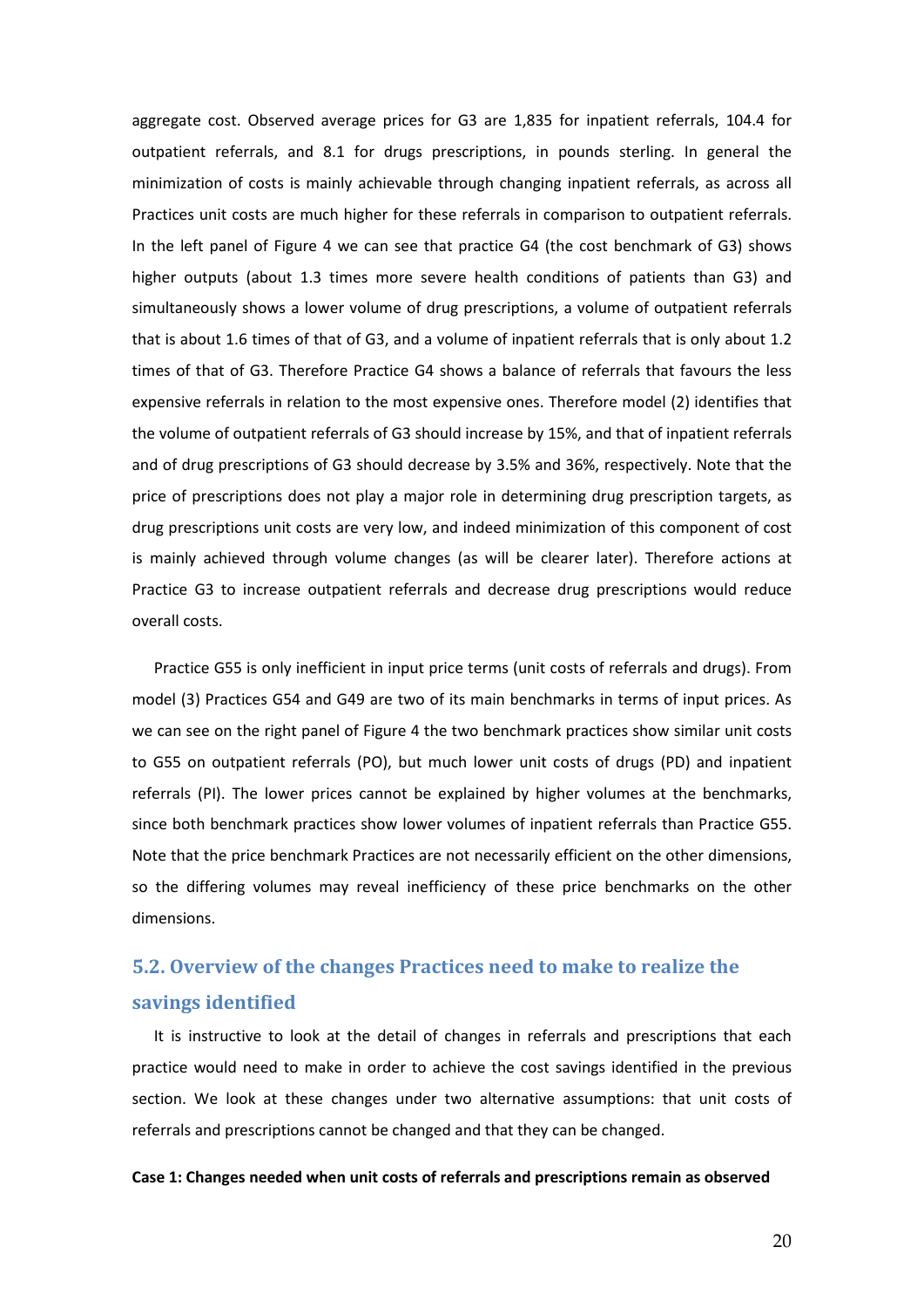aggregate cost. Observed average prices for G3 are 1,835 for inpatient referrals, 104.4 for outpatient referrals, and 8.1 for drugs prescriptions, in pounds sterling. In general the minimization of costs is mainly achievable through changing inpatient referrals, as across all Practices unit costs are much higher for these referrals in comparison to outpatient referrals. In the left panel of Figure 4 we can see that practice G4 (the cost benchmark of G3) shows higher outputs (about 1.3 times more severe health conditions of patients than G3) and simultaneously shows a lower volume of drug prescriptions, a volume of outpatient referrals that is about 1.6 times of that of G3, and a volume of inpatient referrals that is only about 1.2 times of that of G3. Therefore Practice G4 shows a balance of referrals that favours the less expensive referrals in relation to the most expensive ones. Therefore model (2) identifies that the volume of outpatient referrals of G3 should increase by 15%, and that of inpatient referrals and of drug prescriptions of G3 should decrease by 3.5% and 36%, respectively. Note that the price of prescriptions does not play a major role in determining drug prescription targets, as drug prescriptions unit costs are very low, and indeed minimization of this component of cost is mainly achieved through volume changes (as will be clearer later). Therefore actions at Practice G3 to increase outpatient referrals and decrease drug prescriptions would reduce overall costs.

Practice G55 is only inefficient in input price terms (unit costs of referrals and drugs). From model (3) Practices G54 and G49 are two of its main benchmarks in terms of input prices. As we can see on the right panel of Figure 4 the two benchmark practices show similar unit costs to G55 on outpatient referrals (PO), but much lower unit costs of drugs (PD) and inpatient referrals (PI). The lower prices cannot be explained by higher volumes at the benchmarks, since both benchmark practices show lower volumes of inpatient referrals than Practice G55. Note that the price benchmark Practices are not necessarily efficient on the other dimensions, so the differing volumes may reveal inefficiency of these price benchmarks on the other dimensions.

## 5.2. Overview of the changes Practices need to make to realize the savings identified

It is instructive to look at the detail of changes in referrals and prescriptions that each practice would need to make in order to achieve the cost savings identified in the previous section. We look at these changes under two alternative assumptions: that unit costs of referrals and prescriptions cannot be changed and that they can be changed.

**Case 1: Changes needed when unit costs of referrals and prescriptions remain as observed**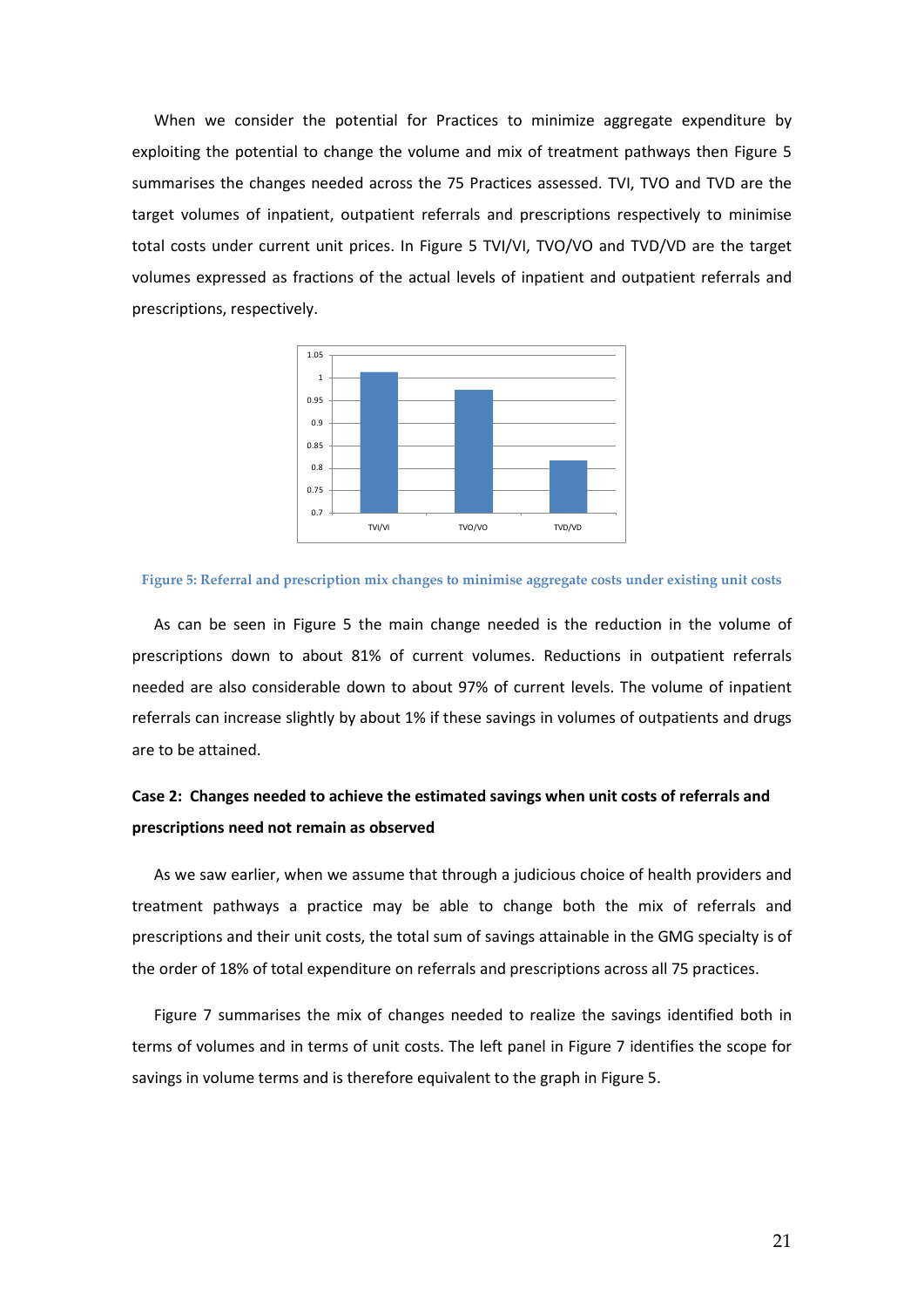When we consider the potential for Practices to minimize aggregate expenditure by exploiting the potential to change the volume and mix of treatment pathways then Figure 5 summarises the changes needed across the 75 Practices assessed. TVI, TVO and TVD are the target volumes of inpatient, outpatient referrals and prescriptions respectively to minimise total costs under current unit prices. In Figure 5 TVI/VI, TVO/VO and TVD/VD are the target volumes expressed as fractions of the actual levels of inpatient and outpatient referrals and prescriptions, respectively.

**Figure 5: Referral and prescription mix changes to minimise aggregate costs under existing unit costs**

As can be seen in Figure 5 the main change needed is the reduction in the volume of prescriptions down to about 81% of current volumes. Reductions in outpatient referrals needed are also considerable down to about 97% of current levels. The volume of inpatient referrals can increase slightly by about 1% if these savings in volumes of outpatients and drugs are to be attained.

### Case 2: Changes needed to achieve the estimated savings when unit costs of referrals and prescriptions need not remain as observed

As we saw earlier, when we assume that through a judicious choice of health providers and treatment pathways a practice may be able to change both the mix of referrals and prescriptions and their unit costs, the total sum of savings attainable in the GMG specialty is of the order of 18% of total expenditure on referrals and prescriptions across all 75 practices.

Figure 7 summarises the mix of changes needed to realize the savings identified both in terms of volumes and in terms of unit costs. The left panel in Figure 7 identifies the scope for savings in volume terms and is therefore equivalent to the graph in Figure 5.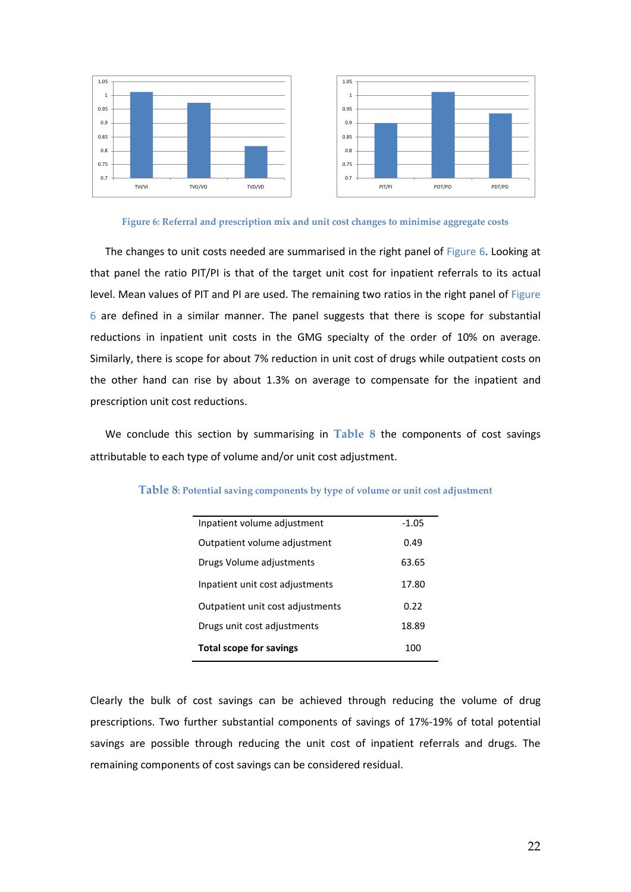Figure 6: Referral and prescription mix and unit cost changes to minimise aggregate costs

The changes to unit costs needed are summarised in the right panel of Figure 6. Looking at that panel the ratio PIT/PI is that of the target unit cost for inpatient referrals to its actual level. Mean values of PIT and PI are used. The remaining two ratios in the right panel of Figure 6 are defined in a similar manner. The panel suggests that there is scope for substantial reductions in inpatient unit costs in the GMG specialty of the order of 10% on average. Similarly, there is scope for about 7% reduction in unit cost of drugs while outpatient costs on the other hand can rise by about 1.3% on average to compensate for the inpatient and prescription unit cost reductions.

We conclude this section by summarising in Table 8 the components of cost savings attributable to each type of volume and/or unit cost adjustment.

Table 8: Potential saving components by type of volume or unit cost adjustment

| | |
|---|---|
| Inpatient volume adjustment | -1.05 |
| Outpatient volume adjustment | 0.49 |
| Drugs Volume adjustments | 63.65 |
| Inpatient unit cost adjustments | 17.80 |
| Outpatient unit cost adjustments | 0.22 |
| Drugs unit cost adjustments | 18.89 |
| **Total scope for savings** | 100 |

Clearly the bulk of cost savings can be achieved through reducing the volume of drug prescriptions. Two further substantial components of savings of 17%-19% of total potential savings are possible through reducing the unit cost of inpatient referrals and drugs. The remaining components of cost savings can be considered residual.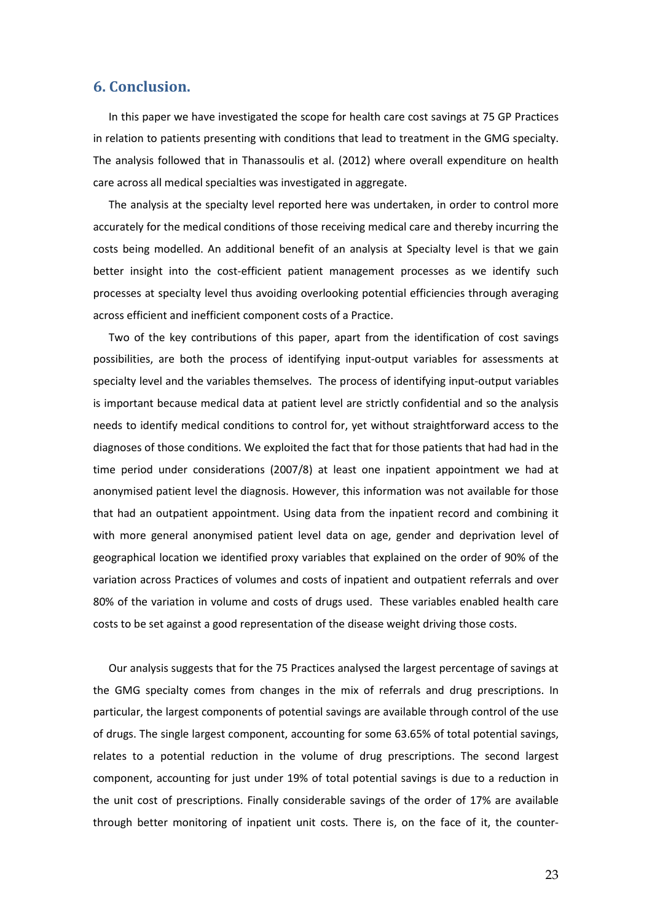## 6. Conclusion.

In this paper we have investigated the scope for health care cost savings at 75 GP Practices in relation to patients presenting with conditions that lead to treatment in the GMG specialty. The analysis followed that in Thanassoulis et al. (2012) where overall expenditure on health care across all medical specialties was investigated in aggregate.

The analysis at the specialty level reported here was undertaken, in order to control more accurately for the medical conditions of those receiving medical care and thereby incurring the costs being modelled. An additional benefit of an analysis at Specialty level is that we gain better insight into the cost-efficient patient management processes as we identify such processes at specialty level thus avoiding overlooking potential efficiencies through averaging across efficient and inefficient component costs of a Practice.

Two of the key contributions of this paper, apart from the identification of cost savings possibilities, are both the process of identifying input-output variables for assessments at specialty level and the variables themselves. The process of identifying input-output variables is important because medical data at patient level are strictly confidential and so the analysis needs to identify medical conditions to control for, yet without straightforward access to the diagnoses of those conditions. We exploited the fact that for those patients that had had in the time period under considerations (2007/8) at least one inpatient appointment we had at anonymised patient level the diagnosis. However, this information was not available for those that had an outpatient appointment. Using data from the inpatient record and combining it with more general anonymised patient level data on age, gender and deprivation level of geographical location we identified proxy variables that explained on the order of 90% of the variation across Practices of volumes and costs of inpatient and outpatient referrals and over 80% of the variation in volume and costs of drugs used. These variables enabled health care costs to be set against a good representation of the disease weight driving those costs.

Our analysis suggests that for the 75 Practices analysed the largest percentage of savings at the GMG specialty comes from changes in the mix of referrals and drug prescriptions. In particular, the largest components of potential savings are available through control of the use of drugs. The single largest component, accounting for some 63.65% of total potential savings, relates to a potential reduction in the volume of drug prescriptions. The second largest component, accounting for just under 19% of total potential savings is due to a reduction in the unit cost of prescriptions. Finally considerable savings of the order of 17% are available through better monitoring of inpatient unit costs. There is, on the face of it, the counter-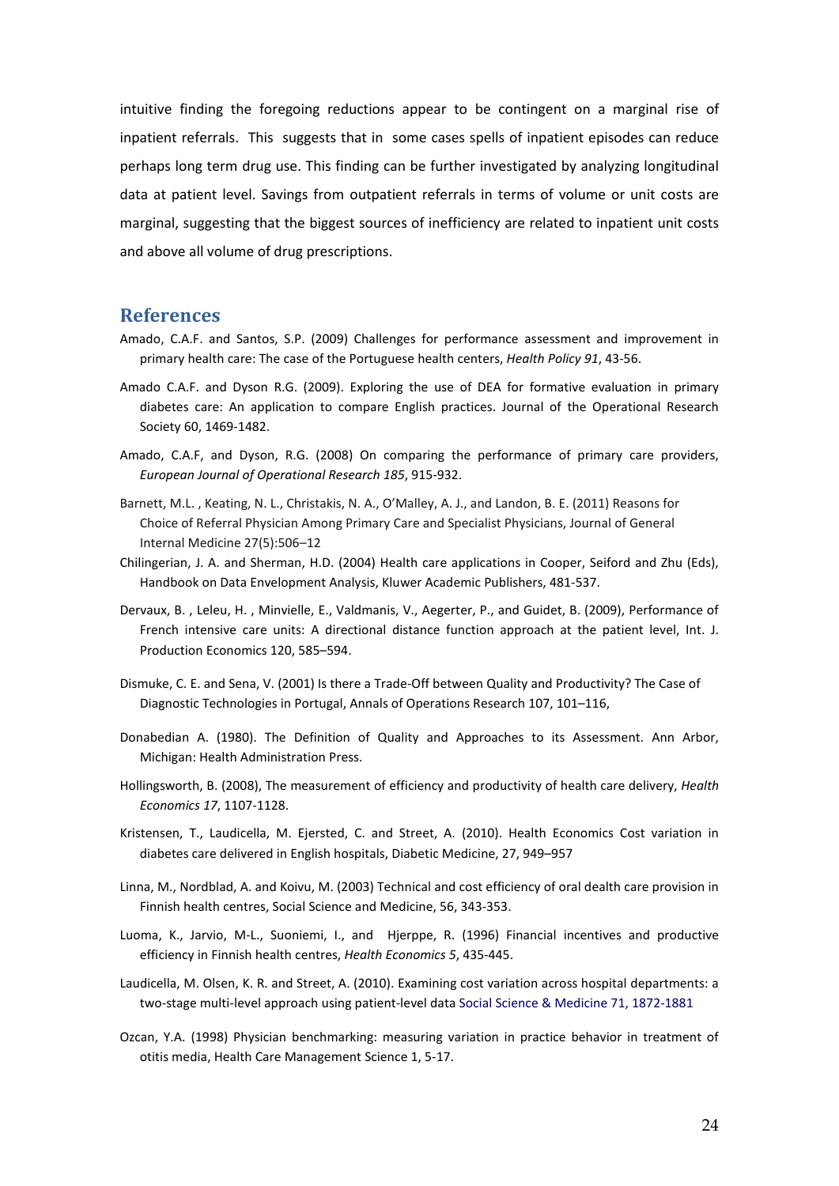intuitive finding the foregoing reductions appear to be contingent on a marginal rise of inpatient referrals. This suggests that in some cases spells of inpatient episodes can reduce perhaps long term drug use. This finding can be further investigated by analyzing longitudinal data at patient level. Savings from outpatient referrals in terms of volume or unit costs are marginal, suggesting that the biggest sources of inefficiency are related to inpatient unit costs and above all volume of drug prescriptions.

## References

Amado, C.A.F. and Santos, S.P. (2009) Challenges for performance assessment and improvement in primary health care: The case of the Portuguese health centers, *Health Policy 91*, 43-56.

Amado C.A.F. and Dyson R.G. (2009). Exploring the use of DEA for formative evaluation in primary diabetes care: An application to compare English practices. Journal of the Operational Research Society 60, 1469-1482.

Amado, C.A.F, and Dyson, R.G. (2008) On comparing the performance of primary care providers, *European Journal of Operational Research 185*, 915-932.

Barnett, M.L. , Keating, N. L., Christakis, N. A., O'Malley, A. J., and Landon, B. E. (2011) Reasons for Choice of Referral Physician Among Primary Care and Specialist Physicians, Journal of General Internal Medicine 27(5):506–12

Chilingerian, J. A. and Sherman, H.D. (2004) Health care applications in Cooper, Seiford and Zhu (Eds), Handbook on Data Envelopment Analysis, Kluwer Academic Publishers, 481-537.

Dervaux, B. , Leleu, H. , Minvielle, E., Valdmanis, V., Aegerter, P., and Guidet, B. (2009), Performance of French intensive care units: A directional distance function approach at the patient level, Int. J. Production Economics 120, 585–594.

Dismuke, C. E. and Sena, V. (2001) Is there a Trade-Off between Quality and Productivity? The Case of Diagnostic Technologies in Portugal, Annals of Operations Research 107, 101–116,

Donabedian A. (1980). The Definition of Quality and Approaches to its Assessment. Ann Arbor, Michigan: Health Administration Press.

Hollingsworth, B. (2008), The measurement of efficiency and productivity of health care delivery, *Health Economics 17*, 1107-1128.

Kristensen, T., Laudicella, M. Ejersted, C. and Street, A. (2010). Health Economics Cost variation in diabetes care delivered in English hospitals, Diabetic Medicine, 27, 949–957

Linna, M., Nordblad, A. and Koivu, M. (2003) Technical and cost efficiency of oral dealth care provision in Finnish health centres, Social Science and Medicine, 56, 343-353.

Luoma, K., Jarvio, M-L., Suoniemi, I., and Hjerppe, R. (1996) Financial incentives and productive efficiency in Finnish health centres, *Health Economics 5*, 435-445.

Laudicella, M. Olsen, K. R. and Street, A. (2010). Examining cost variation across hospital departments: a two-stage multi-level approach using patient-level data Social Science & Medicine 71, 1872-1881

Ozcan, Y.A. (1998) Physician benchmarking: measuring variation in practice behavior in treatment of otitis media, Health Care Management Science 1, 5-17.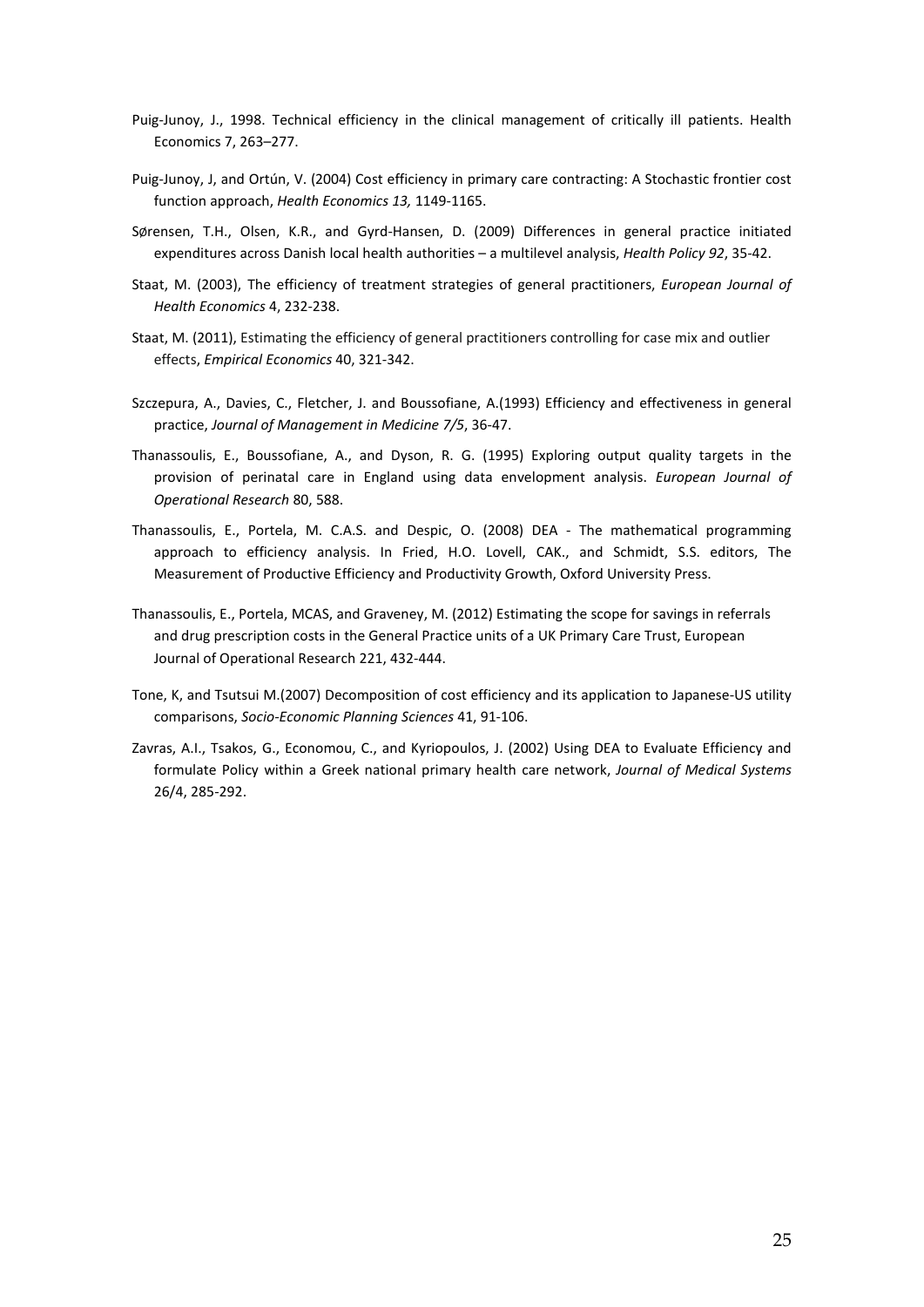Puig-Junoy, J., 1998. Technical efficiency in the clinical management of critically ill patients. Health Economics 7, 263–277.

Puig-Junoy, J, and Ortún, V. (2004) Cost efficiency in primary care contracting: A Stochastic frontier cost function approach, *Health Economics 13,* 1149-1165.

Sørensen, T.H., Olsen, K.R., and Gyrd-Hansen, D. (2009) Differences in general practice initiated expenditures across Danish local health authorities – a multilevel analysis, *Health Policy 92*, 35-42.

Staat, M. (2003), The efficiency of treatment strategies of general practitioners, *European Journal of Health Economics* 4, 232-238.

Staat, M. (2011), Estimating the efficiency of general practitioners controlling for case mix and outlier effects, *Empirical Economics* 40, 321-342.

Szczepura, A., Davies, C., Fletcher, J. and Boussofiane, A.(1993) Efficiency and effectiveness in general practice, *Journal of Management in Medicine 7/5*, 36-47.

Thanassoulis, E., Boussofiane, A., and Dyson, R. G. (1995) Exploring output quality targets in the provision of perinatal care in England using data envelopment analysis. *European Journal of Operational Research* 80, 588.

Thanassoulis, E., Portela, M. C.A.S. and Despic, O. (2008) DEA - The mathematical programming approach to efficiency analysis. In Fried, H.O. Lovell, CAK., and Schmidt, S.S. editors, The Measurement of Productive Efficiency and Productivity Growth, Oxford University Press.

Thanassoulis, E., Portela, MCAS, and Graveney, M. (2012) Estimating the scope for savings in referrals and drug prescription costs in the General Practice units of a UK Primary Care Trust, European Journal of Operational Research 221, 432-444.

Tone, K, and Tsutsui M.(2007) Decomposition of cost efficiency and its application to Japanese-US utility comparisons, *Socio-Economic Planning Sciences* 41, 91-106.

Zavras, A.I., Tsakos, G., Economou, C., and Kyriopoulos, J. (2002) Using DEA to Evaluate Efficiency and formulate Policy within a Greek national primary health care network, *Journal of Medical Systems* 26/4, 285-292.